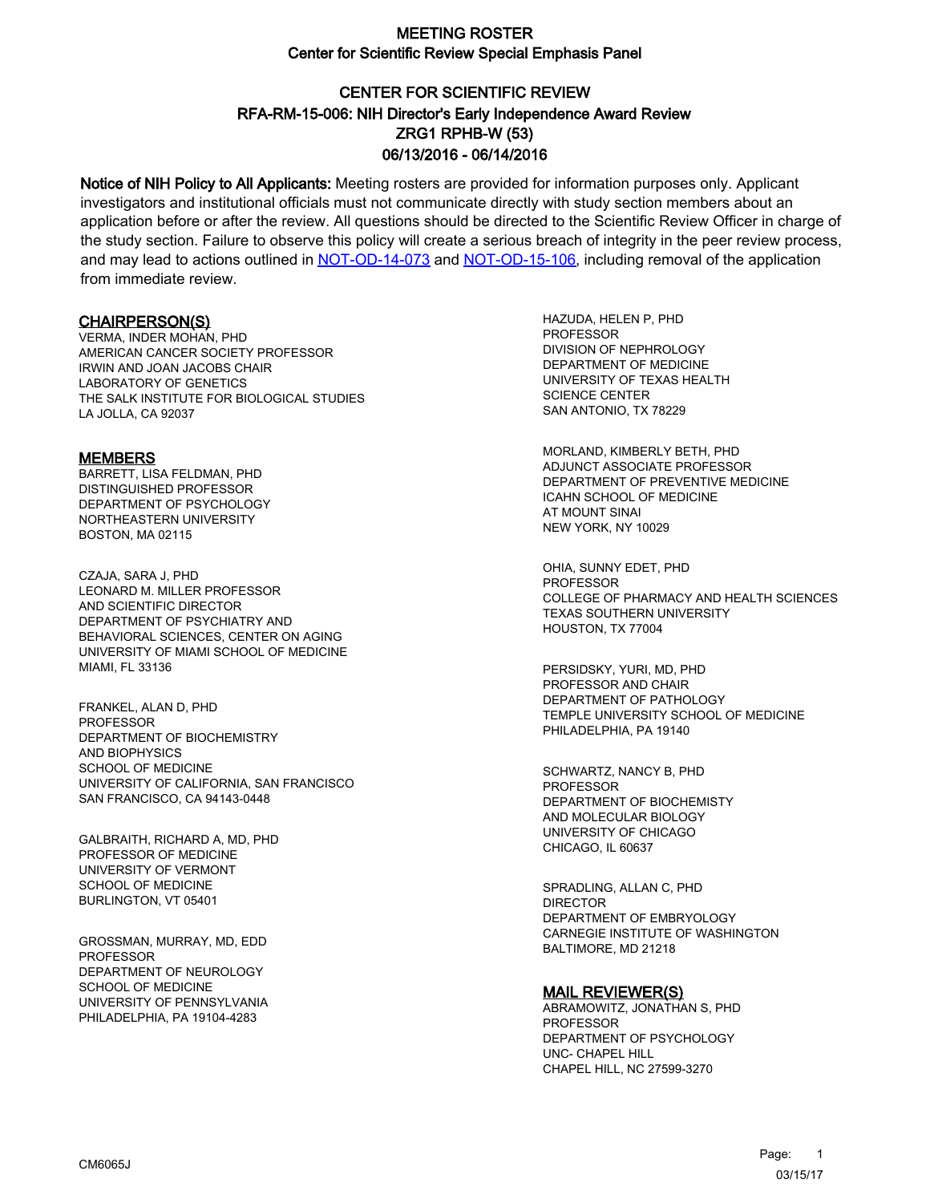# MEETING ROSTER

## Center for Scientific Review Special Emphasis Panel

## CENTER FOR SCIENTIFIC REVIEW
## RFA-RM-15-006: NIH Director's Early Independence Award Review
## ZRG1 RPHB-W (53)
## 06/13/2016 - 06/14/2016

**Notice of NIH Policy to All Applicants:** Meeting rosters are provided for information purposes only. Applicant investigators and institutional officials must not communicate directly with study section members about an application before or after the review. All questions should be directed to the Scientific Review Officer in charge of the study section. Failure to observe this policy will create a serious breach of integrity in the peer review process, and may lead to actions outlined in NOT-OD-14-073 and NOT-OD-15-106, including removal of the application from immediate review.

### CHAIRPERSON(S)

VERMA, INDER MOHAN, PHD
AMERICAN CANCER SOCIETY PROFESSOR
IRWIN AND JOAN JACOBS CHAIR
LABORATORY OF GENETICS
THE SALK INSTITUTE FOR BIOLOGICAL STUDIES
LA JOLLA, CA 92037

### MEMBERS

BARRETT, LISA FELDMAN, PHD
DISTINGUISHED PROFESSOR
DEPARTMENT OF PSYCHOLOGY
NORTHEASTERN UNIVERSITY
BOSTON, MA 02115

CZAJA, SARA J, PHD
LEONARD M. MILLER PROFESSOR
AND SCIENTIFIC DIRECTOR
DEPARTMENT OF PSYCHIATRY AND
BEHAVIORAL SCIENCES, CENTER ON AGING
UNIVERSITY OF MIAMI SCHOOL OF MEDICINE
MIAMI, FL 33136

FRANKEL, ALAN D, PHD
PROFESSOR
DEPARTMENT OF BIOCHEMISTRY
AND BIOPHYSICS
SCHOOL OF MEDICINE
UNIVERSITY OF CALIFORNIA, SAN FRANCISCO
SAN FRANCISCO, CA 94143-0448

GALBRAITH, RICHARD A, MD, PHD
PROFESSOR OF MEDICINE
UNIVERSITY OF VERMONT
SCHOOL OF MEDICINE
BURLINGTON, VT 05401

GROSSMAN, MURRAY, MD, EDD
PROFESSOR
DEPARTMENT OF NEUROLOGY
SCHOOL OF MEDICINE
UNIVERSITY OF PENNSYLVANIA
PHILADELPHIA, PA 19104-4283

HAZUDA, HELEN P, PHD
PROFESSOR
DIVISION OF NEPHROLOGY
DEPARTMENT OF MEDICINE
UNIVERSITY OF TEXAS HEALTH
SCIENCE CENTER
SAN ANTONIO, TX 78229

MORLAND, KIMBERLY BETH, PHD
ADJUNCT ASSOCIATE PROFESSOR
DEPARTMENT OF PREVENTIVE MEDICINE
ICAHN SCHOOL OF MEDICINE
AT MOUNT SINAI
NEW YORK, NY 10029

OHIA, SUNNY EDET, PHD
PROFESSOR
COLLEGE OF PHARMACY AND HEALTH SCIENCES
TEXAS SOUTHERN UNIVERSITY
HOUSTON, TX 77004

PERSIDSKY, YURI, MD, PHD
PROFESSOR AND CHAIR
DEPARTMENT OF PATHOLOGY
TEMPLE UNIVERSITY SCHOOL OF MEDICINE
PHILADELPHIA, PA 19140

SCHWARTZ, NANCY B, PHD
PROFESSOR
DEPARTMENT OF BIOCHEMISTY
AND MOLECULAR BIOLOGY
UNIVERSITY OF CHICAGO
CHICAGO, IL 60637

SPRADLING, ALLAN C, PHD
DIRECTOR
DEPARTMENT OF EMBRYOLOGY
CARNEGIE INSTITUTE OF WASHINGTON
BALTIMORE, MD 21218

### MAIL REVIEWER(S)

ABRAMOWITZ, JONATHAN S, PHD
PROFESSOR
DEPARTMENT OF PSYCHOLOGY
UNC- CHAPEL HILL
CHAPEL HILL, NC 27599-3270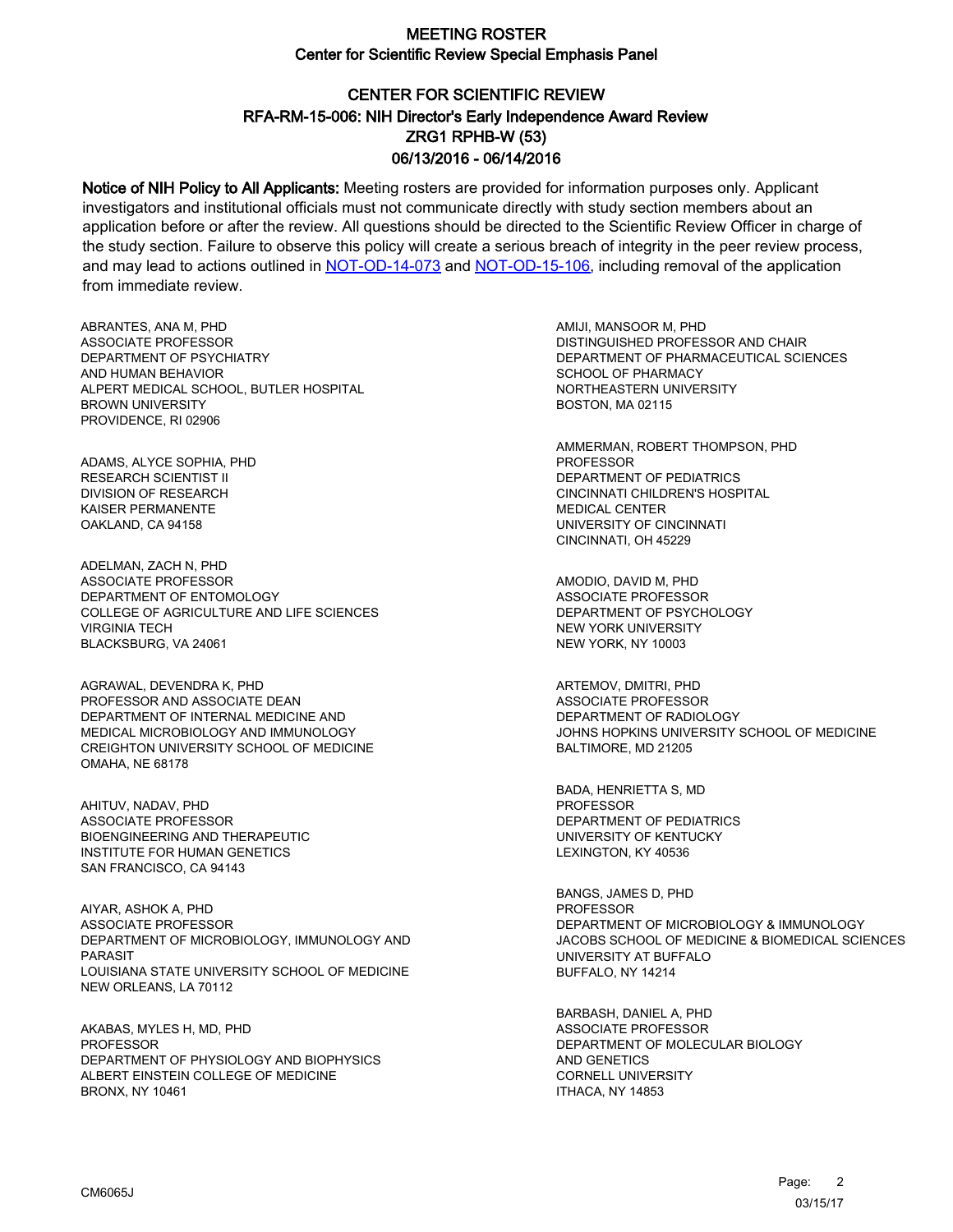# MEETING ROSTER

## Center for Scientific Review Special Emphasis Panel

## CENTER FOR SCIENTIFIC REVIEW
## RFA-RM-15-006: NIH Director's Early Independence Award Review
## ZRG1 RPHB-W (53)
## 06/13/2016 - 06/14/2016

**Notice of NIH Policy to All Applicants:** Meeting rosters are provided for information purposes only. Applicant investigators and institutional officials must not communicate directly with study section members about an application before or after the review. All questions should be directed to the Scientific Review Officer in charge of the study section. Failure to observe this policy will create a serious breach of integrity in the peer review process, and may lead to actions outlined in NOT-OD-14-073 and NOT-OD-15-106, including removal of the application from immediate review.

ABRANTES, ANA M, PHD
ASSOCIATE PROFESSOR
DEPARTMENT OF PSYCHIATRY
AND HUMAN BEHAVIOR
ALPERT MEDICAL SCHOOL, BUTLER HOSPITAL
BROWN UNIVERSITY
PROVIDENCE, RI 02906

ADAMS, ALYCE SOPHIA, PHD
RESEARCH SCIENTIST II
DIVISION OF RESEARCH
KAISER PERMANENTE
OAKLAND, CA 94158

ADELMAN, ZACH N, PHD
ASSOCIATE PROFESSOR
DEPARTMENT OF ENTOMOLOGY
COLLEGE OF AGRICULTURE AND LIFE SCIENCES
VIRGINIA TECH
BLACKSBURG, VA 24061

AGRAWAL, DEVENDRA K, PHD
PROFESSOR AND ASSOCIATE DEAN
DEPARTMENT OF INTERNAL MEDICINE AND
MEDICAL MICROBIOLOGY AND IMMUNOLOGY
CREIGHTON UNIVERSITY SCHOOL OF MEDICINE
OMAHA, NE 68178

AHITUV, NADAV, PHD
ASSOCIATE PROFESSOR
BIOENGINEERING AND THERAPEUTIC
INSTITUTE FOR HUMAN GENETICS
SAN FRANCISCO, CA 94143

AIYAR, ASHOK A, PHD
ASSOCIATE PROFESSOR
DEPARTMENT OF MICROBIOLOGY, IMMUNOLOGY AND
PARASIT
LOUISIANA STATE UNIVERSITY SCHOOL OF MEDICINE
NEW ORLEANS, LA 70112

AKABAS, MYLES H, MD, PHD
PROFESSOR
DEPARTMENT OF PHYSIOLOGY AND BIOPHYSICS
ALBERT EINSTEIN COLLEGE OF MEDICINE
BRONX, NY 10461

AMIJI, MANSOOR M, PHD
DISTINGUISHED PROFESSOR AND CHAIR
DEPARTMENT OF PHARMACEUTICAL SCIENCES
SCHOOL OF PHARMACY
NORTHEASTERN UNIVERSITY
BOSTON, MA 02115

AMMERMAN, ROBERT THOMPSON, PHD
PROFESSOR
DEPARTMENT OF PEDIATRICS
CINCINNATI CHILDREN'S HOSPITAL
MEDICAL CENTER
UNIVERSITY OF CINCINNATI
CINCINNATI, OH 45229

AMODIO, DAVID M, PHD
ASSOCIATE PROFESSOR
DEPARTMENT OF PSYCHOLOGY
NEW YORK UNIVERSITY
NEW YORK, NY 10003

ARTEMOV, DMITRI, PHD
ASSOCIATE PROFESSOR
DEPARTMENT OF RADIOLOGY
JOHNS HOPKINS UNIVERSITY SCHOOL OF MEDICINE
BALTIMORE, MD 21205

BADA, HENRIETTA S, MD
PROFESSOR
DEPARTMENT OF PEDIATRICS
UNIVERSITY OF KENTUCKY
LEXINGTON, KY 40536

BANGS, JAMES D, PHD
PROFESSOR
DEPARTMENT OF MICROBIOLOGY & IMMUNOLOGY
JACOBS SCHOOL OF MEDICINE & BIOMEDICAL SCIENCES
UNIVERSITY AT BUFFALO
BUFFALO, NY 14214

BARBASH, DANIEL A, PHD
ASSOCIATE PROFESSOR
DEPARTMENT OF MOLECULAR BIOLOGY
AND GENETICS
CORNELL UNIVERSITY
ITHACA, NY 14853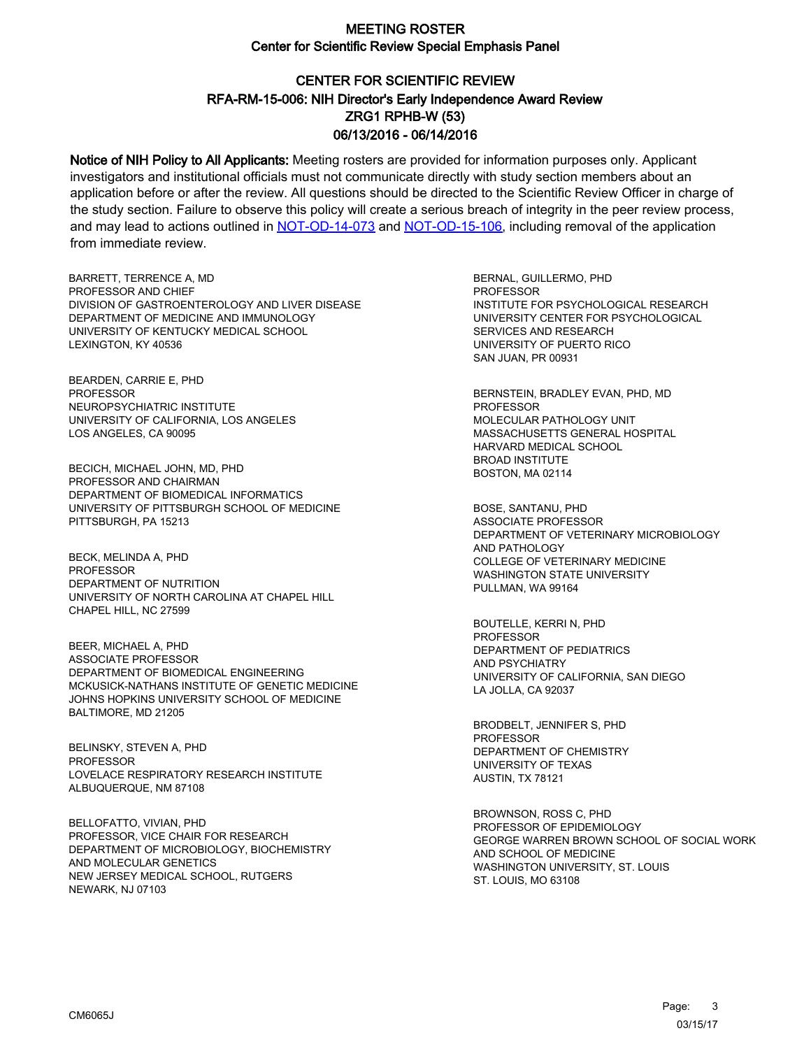# MEETING ROSTER

## Center for Scientific Review Special Emphasis Panel

### CENTER FOR SCIENTIFIC REVIEW
### RFA-RM-15-006: NIH Director's Early Independence Award Review
### ZRG1 RPHB-W (53)
### 06/13/2016 - 06/14/2016

**Notice of NIH Policy to All Applicants:** Meeting rosters are provided for information purposes only. Applicant investigators and institutional officials must not communicate directly with study section members about an application before or after the review. All questions should be directed to the Scientific Review Officer in charge of the study section. Failure to observe this policy will create a serious breach of integrity in the peer review process, and may lead to actions outlined in NOT-OD-14-073 and NOT-OD-15-106, including removal of the application from immediate review.

BARRETT, TERRENCE A, MD
PROFESSOR AND CHIEF
DIVISION OF GASTROENTEROLOGY AND LIVER DISEASE
DEPARTMENT OF MEDICINE AND IMMUNOLOGY
UNIVERSITY OF KENTUCKY MEDICAL SCHOOL
LEXINGTON, KY 40536

BEARDEN, CARRIE E, PHD
PROFESSOR
NEUROPSYCHIATRIC INSTITUTE
UNIVERSITY OF CALIFORNIA, LOS ANGELES
LOS ANGELES, CA 90095

BECICH, MICHAEL JOHN, MD, PHD
PROFESSOR AND CHAIRMAN
DEPARTMENT OF BIOMEDICAL INFORMATICS
UNIVERSITY OF PITTSBURGH SCHOOL OF MEDICINE
PITTSBURGH, PA 15213

BECK, MELINDA A, PHD
PROFESSOR
DEPARTMENT OF NUTRITION
UNIVERSITY OF NORTH CAROLINA AT CHAPEL HILL
CHAPEL HILL, NC 27599

BEER, MICHAEL A, PHD
ASSOCIATE PROFESSOR
DEPARTMENT OF BIOMEDICAL ENGINEERING
MCKUSICK-NATHANS INSTITUTE OF GENETIC MEDICINE
JOHNS HOPKINS UNIVERSITY SCHOOL OF MEDICINE
BALTIMORE, MD 21205

BELINSKY, STEVEN A, PHD
PROFESSOR
LOVELACE RESPIRATORY RESEARCH INSTITUTE
ALBUQUERQUE, NM 87108

BELLOFATTO, VIVIAN, PHD
PROFESSOR, VICE CHAIR FOR RESEARCH
DEPARTMENT OF MICROBIOLOGY, BIOCHEMISTRY
AND MOLECULAR GENETICS
NEW JERSEY MEDICAL SCHOOL, RUTGERS
NEWARK, NJ 07103

BERNAL, GUILLERMO, PHD
PROFESSOR
INSTITUTE FOR PSYCHOLOGICAL RESEARCH
UNIVERSITY CENTER FOR PSYCHOLOGICAL
SERVICES AND RESEARCH
UNIVERSITY OF PUERTO RICO
SAN JUAN, PR 00931

BERNSTEIN, BRADLEY EVAN, PHD, MD
PROFESSOR
MOLECULAR PATHOLOGY UNIT
MASSACHUSETTS GENERAL HOSPITAL
HARVARD MEDICAL SCHOOL
BROAD INSTITUTE
BOSTON, MA 02114

BOSE, SANTANU, PHD
ASSOCIATE PROFESSOR
DEPARTMENT OF VETERINARY MICROBIOLOGY
AND PATHOLOGY
COLLEGE OF VETERINARY MEDICINE
WASHINGTON STATE UNIVERSITY
PULLMAN, WA 99164

BOUTELLE, KERRI N, PHD
PROFESSOR
DEPARTMENT OF PEDIATRICS
AND PSYCHIATRY
UNIVERSITY OF CALIFORNIA, SAN DIEGO
LA JOLLA, CA 92037

BRODBELT, JENNIFER S, PHD
PROFESSOR
DEPARTMENT OF CHEMISTRY
UNIVERSITY OF TEXAS
AUSTIN, TX 78121

BROWNSON, ROSS C, PHD
PROFESSOR OF EPIDEMIOLOGY
GEORGE WARREN BROWN SCHOOL OF SOCIAL WORK
AND SCHOOL OF MEDICINE
WASHINGTON UNIVERSITY, ST. LOUIS
ST. LOUIS, MO 63108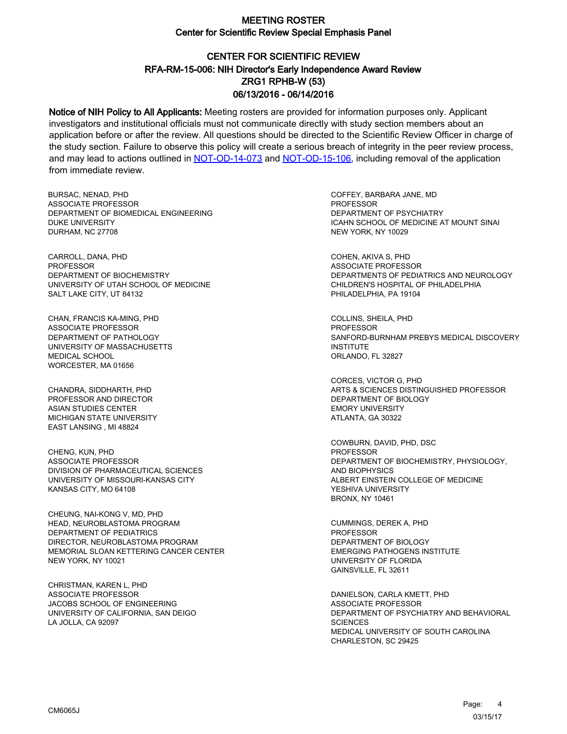# MEETING ROSTER

## Center for Scientific Review Special Emphasis Panel

## CENTER FOR SCIENTIFIC REVIEW
## RFA-RM-15-006: NIH Director's Early Independence Award Review
## ZRG1 RPHB-W (53)
## 06/13/2016 - 06/14/2016

**Notice of NIH Policy to All Applicants:** Meeting rosters are provided for information purposes only. Applicant investigators and institutional officials must not communicate directly with study section members about an application before or after the review. All questions should be directed to the Scientific Review Officer in charge of the study section. Failure to observe this policy will create a serious breach of integrity in the peer review process, and may lead to actions outlined in NOT-OD-14-073 and NOT-OD-15-106, including removal of the application from immediate review.

BURSAC, NENAD, PHD
ASSOCIATE PROFESSOR
DEPARTMENT OF BIOMEDICAL ENGINEERING
DUKE UNIVERSITY
DURHAM, NC 27708

CARROLL, DANA, PHD
PROFESSOR
DEPARTMENT OF BIOCHEMISTRY
UNIVERSITY OF UTAH SCHOOL OF MEDICINE
SALT LAKE CITY, UT 84132

CHAN, FRANCIS KA-MING, PHD
ASSOCIATE PROFESSOR
DEPARTMENT OF PATHOLOGY
UNIVERSITY OF MASSACHUSETTS
MEDICAL SCHOOL
WORCESTER, MA 01656

CHANDRA, SIDDHARTH, PHD
PROFESSOR AND DIRECTOR
ASIAN STUDIES CENTER
MICHIGAN STATE UNIVERSITY
EAST LANSING , MI 48824

CHENG, KUN, PHD
ASSOCIATE PROFESSOR
DIVISION OF PHARMACEUTICAL SCIENCES
UNIVERSITY OF MISSOURI-KANSAS CITY
KANSAS CITY, MO 64108

CHEUNG, NAI-KONG V, MD, PHD
HEAD, NEUROBLASTOMA PROGRAM
DEPARTMENT OF PEDIATRICS
DIRECTOR, NEUROBLASTOMA PROGRAM
MEMORIAL SLOAN KETTERING CANCER CENTER
NEW YORK, NY 10021

CHRISTMAN, KAREN L, PHD
ASSOCIATE PROFESSOR
JACOBS SCHOOL OF ENGINEERING
UNIVERSITY OF CALIFORNIA, SAN DEIGO
LA JOLLA, CA 92097

COFFEY, BARBARA JANE, MD
PROFESSOR
DEPARTMENT OF PSYCHIATRY
ICAHN SCHOOL OF MEDICINE AT MOUNT SINAI
NEW YORK, NY 10029

COHEN, AKIVA S, PHD
ASSOCIATE PROFESSOR
DEPARTMENTS OF PEDIATRICS AND NEUROLOGY
CHILDREN'S HOSPITAL OF PHILADELPHIA
PHILADELPHIA, PA 19104

COLLINS, SHEILA, PHD
PROFESSOR
SANFORD-BURNHAM PREBYS MEDICAL DISCOVERY INSTITUTE
ORLANDO, FL 32827

CORCES, VICTOR G, PHD
ARTS & SCIENCES DISTINGUISHED PROFESSOR
DEPARTMENT OF BIOLOGY
EMORY UNIVERSITY
ATLANTA, GA 30322

COWBURN, DAVID, PHD, DSC
PROFESSOR
DEPARTMENT OF BIOCHEMISTRY, PHYSIOLOGY, AND BIOPHYSICS
ALBERT EINSTEIN COLLEGE OF MEDICINE
YESHIVA UNIVERSITY
BRONX, NY 10461

CUMMINGS, DEREK A, PHD
PROFESSOR
DEPARTMENT OF BIOLOGY
EMERGING PATHOGENS INSTITUTE
UNIVERSITY OF FLORIDA
GAINSVILLE, FL 32611

DANIELSON, CARLA KMETT, PHD
ASSOCIATE PROFESSOR
DEPARTMENT OF PSYCHIATRY AND BEHAVIORAL SCIENCES
MEDICAL UNIVERSITY OF SOUTH CAROLINA
CHARLESTON, SC 29425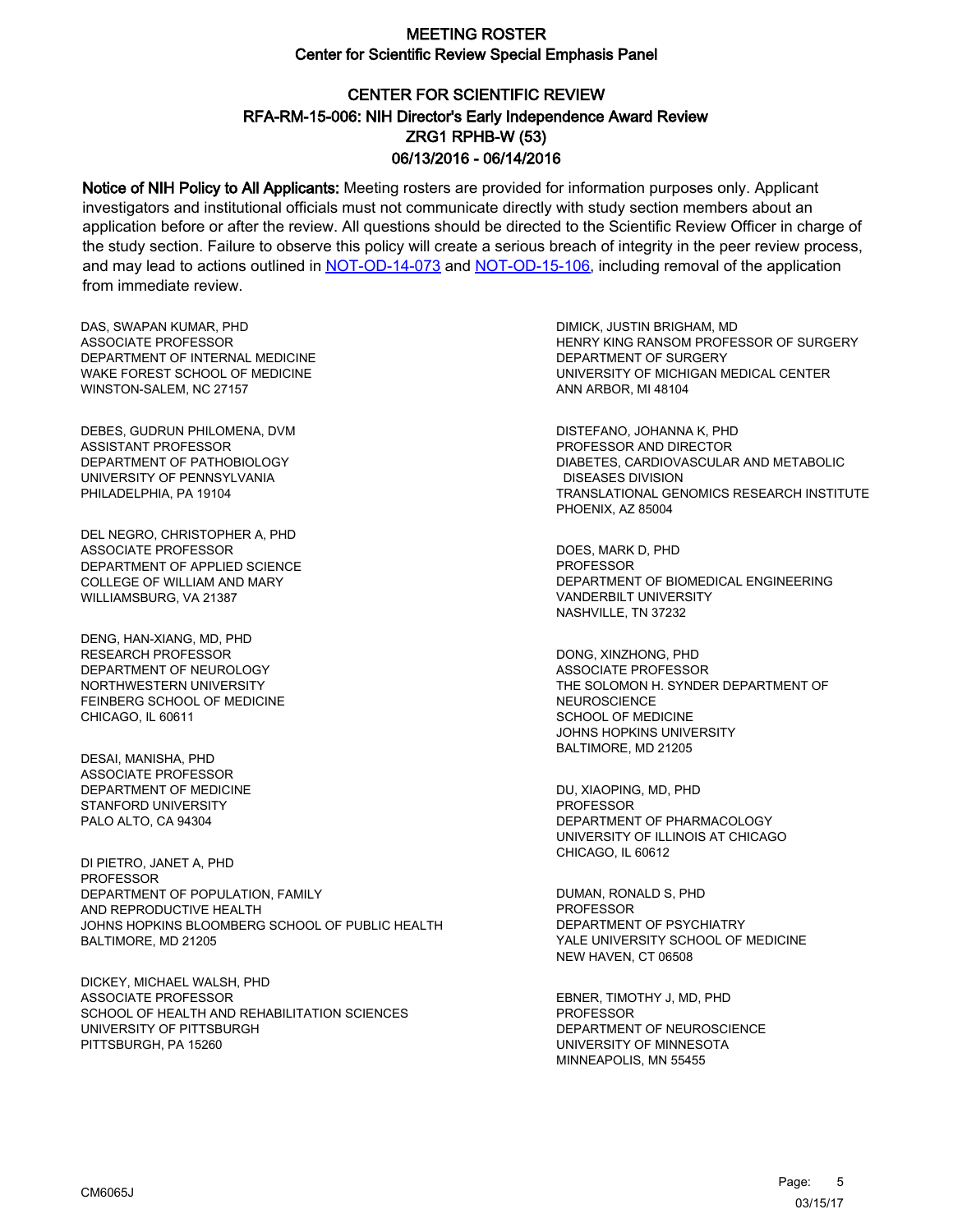# MEETING ROSTER

## Center for Scientific Review Special Emphasis Panel

## CENTER FOR SCIENTIFIC REVIEW
## RFA-RM-15-006: NIH Director's Early Independence Award Review
## ZRG1 RPHB-W (53)
## 06/13/2016 - 06/14/2016

**Notice of NIH Policy to All Applicants:** Meeting rosters are provided for information purposes only. Applicant investigators and institutional officials must not communicate directly with study section members about an application before or after the review. All questions should be directed to the Scientific Review Officer in charge of the study section. Failure to observe this policy will create a serious breach of integrity in the peer review process, and may lead to actions outlined in NOT-OD-14-073 and NOT-OD-15-106, including removal of the application from immediate review.

DAS, SWAPAN KUMAR, PHD
ASSOCIATE PROFESSOR
DEPARTMENT OF INTERNAL MEDICINE
WAKE FOREST SCHOOL OF MEDICINE
WINSTON-SALEM, NC 27157

DEBES, GUDRUN PHILOMENA, DVM
ASSISTANT PROFESSOR
DEPARTMENT OF PATHOBIOLOGY
UNIVERSITY OF PENNSYLVANIA
PHILADELPHIA, PA 19104

DEL NEGRO, CHRISTOPHER A, PHD
ASSOCIATE PROFESSOR
DEPARTMENT OF APPLIED SCIENCE
COLLEGE OF WILLIAM AND MARY
WILLIAMSBURG, VA 21387

DENG, HAN-XIANG, MD, PHD
RESEARCH PROFESSOR
DEPARTMENT OF NEUROLOGY
NORTHWESTERN UNIVERSITY
FEINBERG SCHOOL OF MEDICINE
CHICAGO, IL 60611

DESAI, MANISHA, PHD
ASSOCIATE PROFESSOR
DEPARTMENT OF MEDICINE
STANFORD UNIVERSITY
PALO ALTO, CA 94304

DI PIETRO, JANET A, PHD
PROFESSOR
DEPARTMENT OF POPULATION, FAMILY
AND REPRODUCTIVE HEALTH
JOHNS HOPKINS BLOOMBERG SCHOOL OF PUBLIC HEALTH
BALTIMORE, MD 21205

DICKEY, MICHAEL WALSH, PHD
ASSOCIATE PROFESSOR
SCHOOL OF HEALTH AND REHABILITATION SCIENCES
UNIVERSITY OF PITTSBURGH
PITTSBURGH, PA 15260

DIMICK, JUSTIN BRIGHAM, MD
HENRY KING RANSOM PROFESSOR OF SURGERY
DEPARTMENT OF SURGERY
UNIVERSITY OF MICHIGAN MEDICAL CENTER
ANN ARBOR, MI 48104

DISTEFANO, JOHANNA K, PHD
PROFESSOR AND DIRECTOR
DIABETES, CARDIOVASCULAR AND METABOLIC
DISEASES DIVISION
TRANSLATIONAL GENOMICS RESEARCH INSTITUTE
PHOENIX, AZ 85004

DOES, MARK D, PHD
PROFESSOR
DEPARTMENT OF BIOMEDICAL ENGINEERING
VANDERBILT UNIVERSITY
NASHVILLE, TN 37232

DONG, XINZHONG, PHD
ASSOCIATE PROFESSOR
THE SOLOMON H. SYNDER DEPARTMENT OF
NEUROSCIENCE
SCHOOL OF MEDICINE
JOHNS HOPKINS UNIVERSITY
BALTIMORE, MD 21205

DU, XIAOPING, MD, PHD
PROFESSOR
DEPARTMENT OF PHARMACOLOGY
UNIVERSITY OF ILLINOIS AT CHICAGO
CHICAGO, IL 60612

DUMAN, RONALD S, PHD
PROFESSOR
DEPARTMENT OF PSYCHIATRY
YALE UNIVERSITY SCHOOL OF MEDICINE
NEW HAVEN, CT 06508

EBNER, TIMOTHY J, MD, PHD
PROFESSOR
DEPARTMENT OF NEUROSCIENCE
UNIVERSITY OF MINNESOTA
MINNEAPOLIS, MN 55455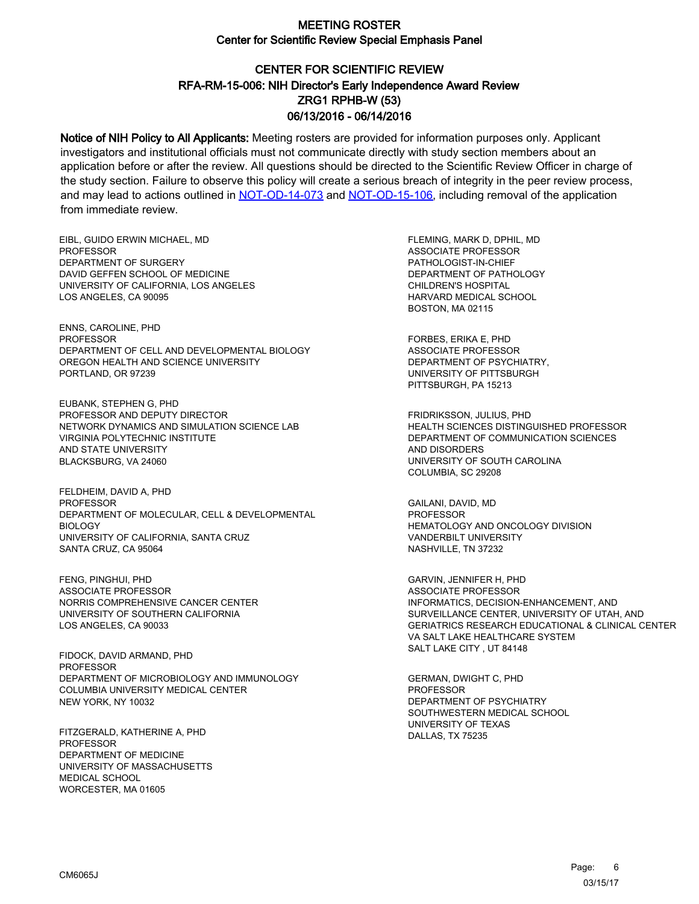# MEETING ROSTER

## Center for Scientific Review Special Emphasis Panel

### CENTER FOR SCIENTIFIC REVIEW
### RFA-RM-15-006: NIH Director's Early Independence Award Review
### ZRG1 RPHB-W (53)
### 06/13/2016 - 06/14/2016

**Notice of NIH Policy to All Applicants:** Meeting rosters are provided for information purposes only. Applicant investigators and institutional officials must not communicate directly with study section members about an application before or after the review. All questions should be directed to the Scientific Review Officer in charge of the study section. Failure to observe this policy will create a serious breach of integrity in the peer review process, and may lead to actions outlined in NOT-OD-14-073 and NOT-OD-15-106, including removal of the application from immediate review.

EIBL, GUIDO ERWIN MICHAEL, MD
PROFESSOR
DEPARTMENT OF SURGERY
DAVID GEFFEN SCHOOL OF MEDICINE
UNIVERSITY OF CALIFORNIA, LOS ANGELES
LOS ANGELES, CA 90095

ENNS, CAROLINE, PHD
PROFESSOR
DEPARTMENT OF CELL AND DEVELOPMENTAL BIOLOGY
OREGON HEALTH AND SCIENCE UNIVERSITY
PORTLAND, OR 97239

EUBANK, STEPHEN G, PHD
PROFESSOR AND DEPUTY DIRECTOR
NETWORK DYNAMICS AND SIMULATION SCIENCE LAB
VIRGINIA POLYTECHNIC INSTITUTE
AND STATE UNIVERSITY
BLACKSBURG, VA 24060

FELDHEIM, DAVID A, PHD
PROFESSOR
DEPARTMENT OF MOLECULAR, CELL & DEVELOPMENTAL
BIOLOGY
UNIVERSITY OF CALIFORNIA, SANTA CRUZ
SANTA CRUZ, CA 95064

FENG, PINGHUI, PHD
ASSOCIATE PROFESSOR
NORRIS COMPREHENSIVE CANCER CENTER
UNIVERSITY OF SOUTHERN CALIFORNIA
LOS ANGELES, CA 90033

FIDOCK, DAVID ARMAND, PHD
PROFESSOR
DEPARTMENT OF MICROBIOLOGY AND IMMUNOLOGY
COLUMBIA UNIVERSITY MEDICAL CENTER
NEW YORK, NY 10032

FITZGERALD, KATHERINE A, PHD
PROFESSOR
DEPARTMENT OF MEDICINE
UNIVERSITY OF MASSACHUSETTS
MEDICAL SCHOOL
WORCESTER, MA 01605

FLEMING, MARK D, DPHIL, MD
ASSOCIATE PROFESSOR
PATHOLOGIST-IN-CHIEF
DEPARTMENT OF PATHOLOGY
CHILDREN'S HOSPITAL
HARVARD MEDICAL SCHOOL
BOSTON, MA 02115

FORBES, ERIKA E, PHD
ASSOCIATE PROFESSOR
DEPARTMENT OF PSYCHIATRY,
UNIVERSITY OF PITTSBURGH
PITTSBURGH, PA 15213

FRIDRIKSSON, JULIUS, PHD
HEALTH SCIENCES DISTINGUISHED PROFESSOR
DEPARTMENT OF COMMUNICATION SCIENCES
AND DISORDERS
UNIVERSITY OF SOUTH CAROLINA
COLUMBIA, SC 29208

GAILANI, DAVID, MD
PROFESSOR
HEMATOLOGY AND ONCOLOGY DIVISION
VANDERBILT UNIVERSITY
NASHVILLE, TN 37232

GARVIN, JENNIFER H, PHD
ASSOCIATE PROFESSOR
INFORMATICS, DECISION-ENHANCEMENT, AND
SURVEILLANCE CENTER, UNIVERSITY OF UTAH, AND
GERIATRICS RESEARCH EDUCATIONAL & CLINICAL CENTER
VA SALT LAKE HEALTHCARE SYSTEM
SALT LAKE CITY , UT 84148

GERMAN, DWIGHT C, PHD
PROFESSOR
DEPARTMENT OF PSYCHIATRY
SOUTHWESTERN MEDICAL SCHOOL
UNIVERSITY OF TEXAS
DALLAS, TX 75235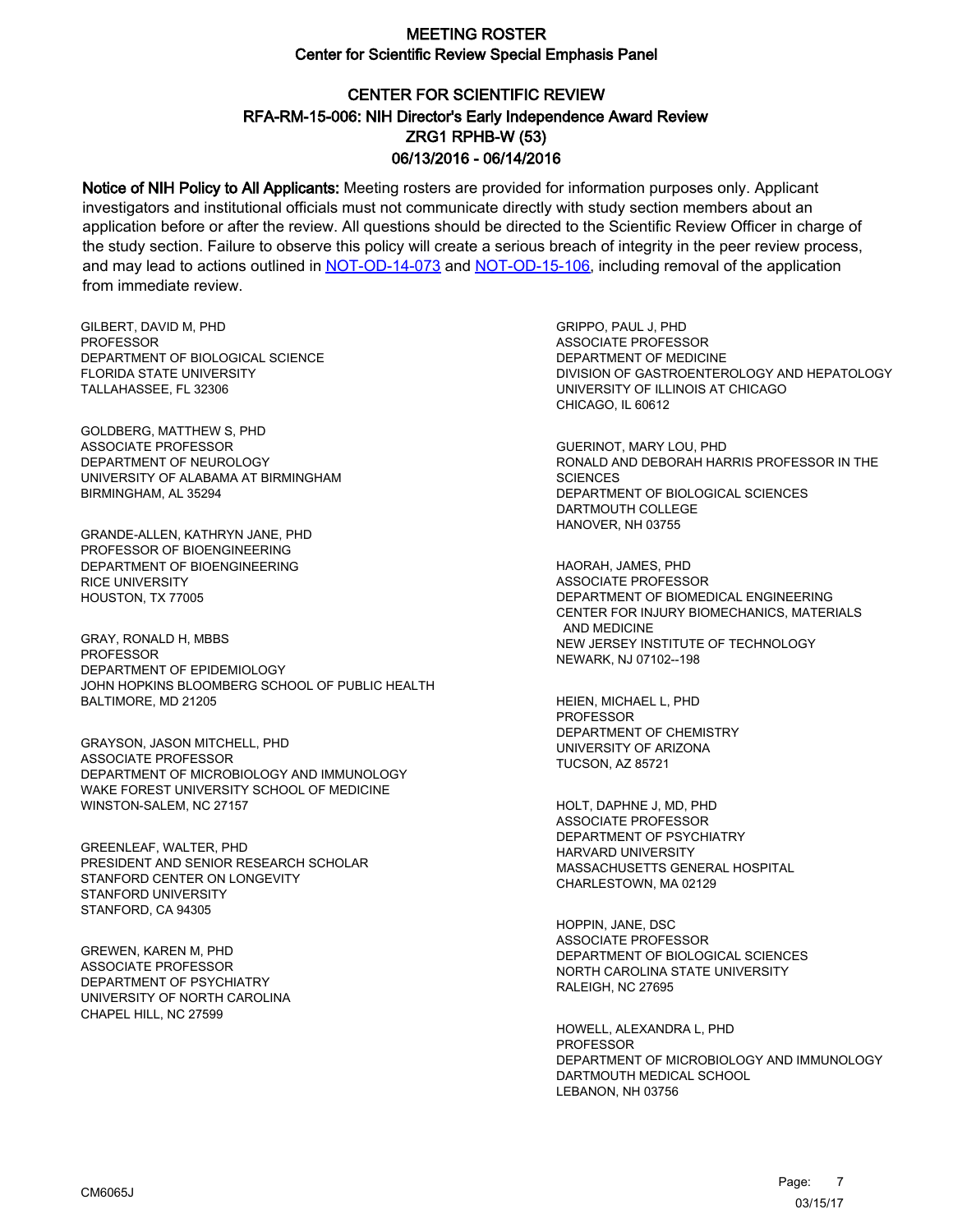# MEETING ROSTER

## Center for Scientific Review Special Emphasis Panel

## CENTER FOR SCIENTIFIC REVIEW
## RFA-RM-15-006: NIH Director's Early Independence Award Review
## ZRG1 RPHB-W (53)
## 06/13/2016 - 06/14/2016

**Notice of NIH Policy to All Applicants:** Meeting rosters are provided for information purposes only. Applicant investigators and institutional officials must not communicate directly with study section members about an application before or after the review. All questions should be directed to the Scientific Review Officer in charge of the study section. Failure to observe this policy will create a serious breach of integrity in the peer review process, and may lead to actions outlined in NOT-OD-14-073 and NOT-OD-15-106, including removal of the application from immediate review.

GILBERT, DAVID M, PHD
PROFESSOR
DEPARTMENT OF BIOLOGICAL SCIENCE
FLORIDA STATE UNIVERSITY
TALLAHASSEE, FL 32306

GOLDBERG, MATTHEW S, PHD
ASSOCIATE PROFESSOR
DEPARTMENT OF NEUROLOGY
UNIVERSITY OF ALABAMA AT BIRMINGHAM
BIRMINGHAM, AL 35294

GRANDE-ALLEN, KATHRYN JANE, PHD
PROFESSOR OF BIOENGINEERING
DEPARTMENT OF BIOENGINEERING
RICE UNIVERSITY
HOUSTON, TX 77005

GRAY, RONALD H, MBBS
PROFESSOR
DEPARTMENT OF EPIDEMIOLOGY
JOHN HOPKINS BLOOMBERG SCHOOL OF PUBLIC HEALTH
BALTIMORE, MD 21205

GRAYSON, JASON MITCHELL, PHD
ASSOCIATE PROFESSOR
DEPARTMENT OF MICROBIOLOGY AND IMMUNOLOGY
WAKE FOREST UNIVERSITY SCHOOL OF MEDICINE
WINSTON-SALEM, NC 27157

GREENLEAF, WALTER, PHD
PRESIDENT AND SENIOR RESEARCH SCHOLAR
STANFORD CENTER ON LONGEVITY
STANFORD UNIVERSITY
STANFORD, CA 94305

GREWEN, KAREN M, PHD
ASSOCIATE PROFESSOR
DEPARTMENT OF PSYCHIATRY
UNIVERSITY OF NORTH CAROLINA
CHAPEL HILL, NC 27599

GRIPPO, PAUL J, PHD
ASSOCIATE PROFESSOR
DEPARTMENT OF MEDICINE
DIVISION OF GASTROENTEROLOGY AND HEPATOLOGY
UNIVERSITY OF ILLINOIS AT CHICAGO
CHICAGO, IL 60612

GUERINOT, MARY LOU, PHD
RONALD AND DEBORAH HARRIS PROFESSOR IN THE SCIENCES
DEPARTMENT OF BIOLOGICAL SCIENCES
DARTMOUTH COLLEGE
HANOVER, NH 03755

HAORAH, JAMES, PHD
ASSOCIATE PROFESSOR
DEPARTMENT OF BIOMEDICAL ENGINEERING
CENTER FOR INJURY BIOMECHANICS, MATERIALS AND MEDICINE
NEW JERSEY INSTITUTE OF TECHNOLOGY
NEWARK, NJ 07102--198

HEIEN, MICHAEL L, PHD
PROFESSOR
DEPARTMENT OF CHEMISTRY
UNIVERSITY OF ARIZONA
TUCSON, AZ 85721

HOLT, DAPHNE J, MD, PHD
ASSOCIATE PROFESSOR
DEPARTMENT OF PSYCHIATRY
HARVARD UNIVERSITY
MASSACHUSETTS GENERAL HOSPITAL
CHARLESTOWN, MA 02129

HOPPIN, JANE, DSC
ASSOCIATE PROFESSOR
DEPARTMENT OF BIOLOGICAL SCIENCES
NORTH CAROLINA STATE UNIVERSITY
RALEIGH, NC 27695

HOWELL, ALEXANDRA L, PHD
PROFESSOR
DEPARTMENT OF MICROBIOLOGY AND IMMUNOLOGY
DARTMOUTH MEDICAL SCHOOL
LEBANON, NH 03756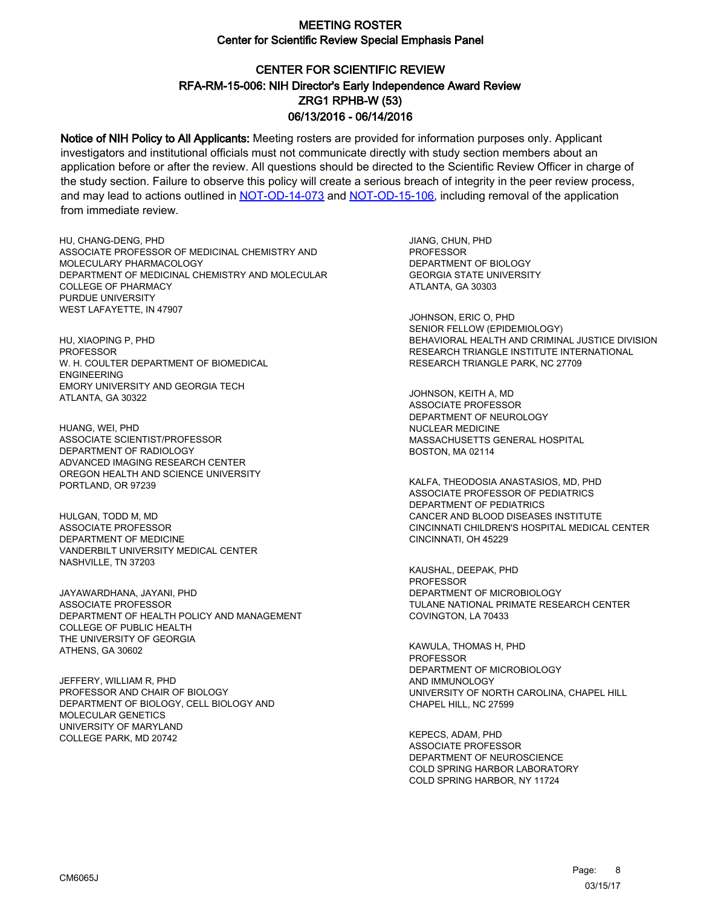# MEETING ROSTER

## Center for Scientific Review Special Emphasis Panel

## CENTER FOR SCIENTIFIC REVIEW
## RFA-RM-15-006: NIH Director's Early Independence Award Review
## ZRG1 RPHB-W (53)
## 06/13/2016 - 06/14/2016

**Notice of NIH Policy to All Applicants:** Meeting rosters are provided for information purposes only. Applicant investigators and institutional officials must not communicate directly with study section members about an application before or after the review. All questions should be directed to the Scientific Review Officer in charge of the study section. Failure to observe this policy will create a serious breach of integrity in the peer review process, and may lead to actions outlined in NOT-OD-14-073 and NOT-OD-15-106, including removal of the application from immediate review.

HU, CHANG-DENG, PHD
ASSOCIATE PROFESSOR OF MEDICINAL CHEMISTRY AND MOLECULARY PHARMACOLOGY
DEPARTMENT OF MEDICINAL CHEMISTRY AND MOLECULAR
COLLEGE OF PHARMACY
PURDUE UNIVERSITY
WEST LAFAYETTE, IN 47907

HU, XIAOPING P, PHD
PROFESSOR
W. H. COULTER DEPARTMENT OF BIOMEDICAL ENGINEERING
EMORY UNIVERSITY AND GEORGIA TECH
ATLANTA, GA 30322

HUANG, WEI, PHD
ASSOCIATE SCIENTIST/PROFESSOR
DEPARTMENT OF RADIOLOGY
ADVANCED IMAGING RESEARCH CENTER
OREGON HEALTH AND SCIENCE UNIVERSITY
PORTLAND, OR 97239

HULGAN, TODD M, MD
ASSOCIATE PROFESSOR
DEPARTMENT OF MEDICINE
VANDERBILT UNIVERSITY MEDICAL CENTER
NASHVILLE, TN 37203

JAYAWARDHANA, JAYANI, PHD
ASSOCIATE PROFESSOR
DEPARTMENT OF HEALTH POLICY AND MANAGEMENT
COLLEGE OF PUBLIC HEALTH
THE UNIVERSITY OF GEORGIA
ATHENS, GA 30602

JEFFERY, WILLIAM R, PHD
PROFESSOR AND CHAIR OF BIOLOGY
DEPARTMENT OF BIOLOGY, CELL BIOLOGY AND MOLECULAR GENETICS
UNIVERSITY OF MARYLAND
COLLEGE PARK, MD 20742

JIANG, CHUN, PHD
PROFESSOR
DEPARTMENT OF BIOLOGY
GEORGIA STATE UNIVERSITY
ATLANTA, GA 30303

JOHNSON, ERIC O, PHD
SENIOR FELLOW (EPIDEMIOLOGY)
BEHAVIORAL HEALTH AND CRIMINAL JUSTICE DIVISION
RESEARCH TRIANGLE INSTITUTE INTERNATIONAL
RESEARCH TRIANGLE PARK, NC 27709

JOHNSON, KEITH A, MD
ASSOCIATE PROFESSOR
DEPARTMENT OF NEUROLOGY
NUCLEAR MEDICINE
MASSACHUSETTS GENERAL HOSPITAL
BOSTON, MA 02114

KALFA, THEODOSIA ANASTASIOS, MD, PHD
ASSOCIATE PROFESSOR OF PEDIATRICS
DEPARTMENT OF PEDIATRICS
CANCER AND BLOOD DISEASES INSTITUTE
CINCINNATI CHILDREN'S HOSPITAL MEDICAL CENTER
CINCINNATI, OH 45229

KAUSHAL, DEEPAK, PHD
PROFESSOR
DEPARTMENT OF MICROBIOLOGY
TULANE NATIONAL PRIMATE RESEARCH CENTER
COVINGTON, LA 70433

KAWULA, THOMAS H, PHD
PROFESSOR
DEPARTMENT OF MICROBIOLOGY AND IMMUNOLOGY
UNIVERSITY OF NORTH CAROLINA, CHAPEL HILL
CHAPEL HILL, NC 27599

KEPECS, ADAM, PHD
ASSOCIATE PROFESSOR
DEPARTMENT OF NEUROSCIENCE
COLD SPRING HARBOR LABORATORY
COLD SPRING HARBOR, NY 11724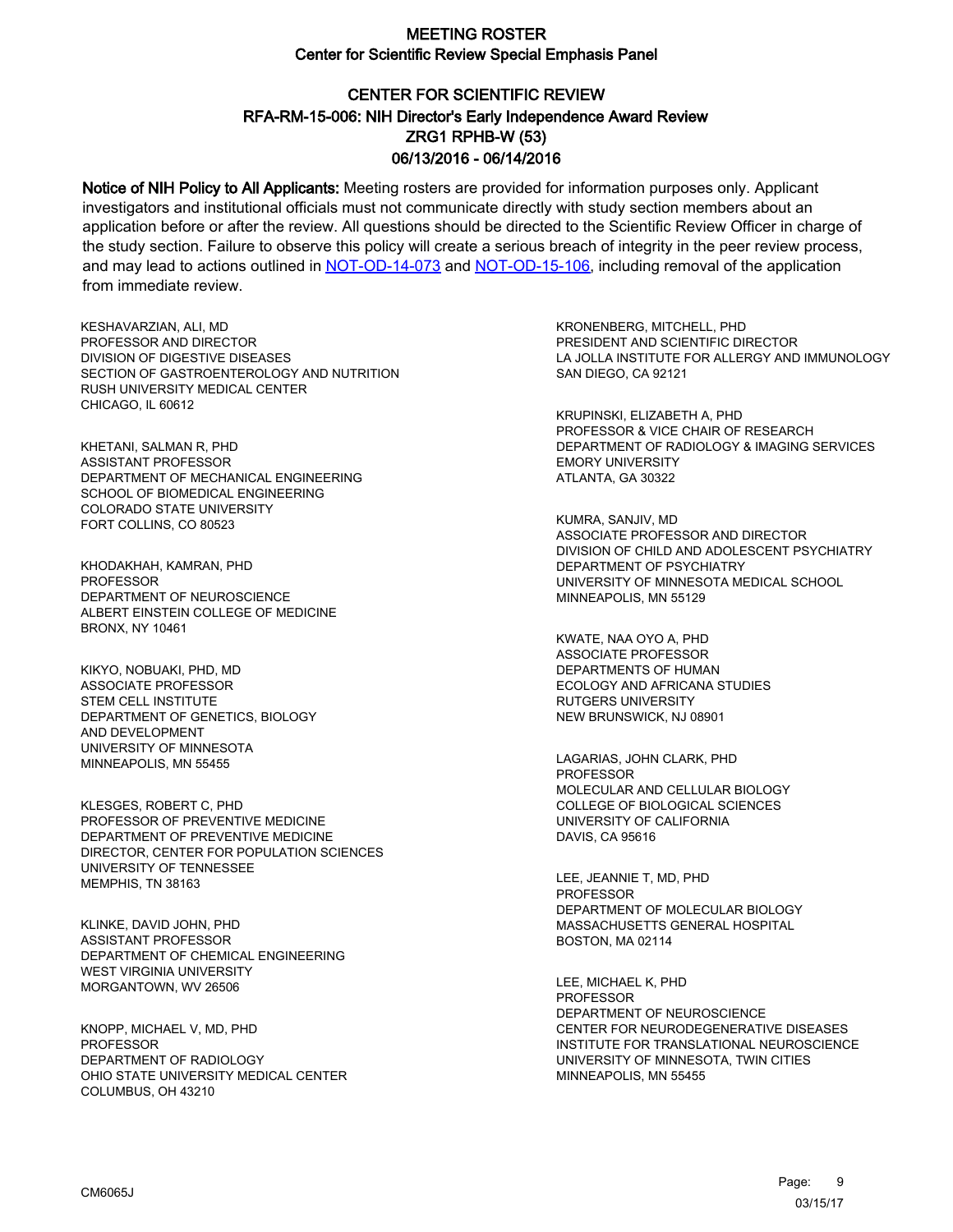# MEETING ROSTER

## Center for Scientific Review Special Emphasis Panel

### CENTER FOR SCIENTIFIC REVIEW
### RFA-RM-15-006: NIH Director's Early Independence Award Review
### ZRG1 RPHB-W (53)
### 06/13/2016 - 06/14/2016

**Notice of NIH Policy to All Applicants:** Meeting rosters are provided for information purposes only. Applicant investigators and institutional officials must not communicate directly with study section members about an application before or after the review. All questions should be directed to the Scientific Review Officer in charge of the study section. Failure to observe this policy will create a serious breach of integrity in the peer review process, and may lead to actions outlined in NOT-OD-14-073 and NOT-OD-15-106, including removal of the application from immediate review.

KESHAVARZIAN, ALI, MD
PROFESSOR AND DIRECTOR
DIVISION OF DIGESTIVE DISEASES
SECTION OF GASTROENTEROLOGY AND NUTRITION
RUSH UNIVERSITY MEDICAL CENTER
CHICAGO, IL 60612

KHETANI, SALMAN R, PHD
ASSISTANT PROFESSOR
DEPARTMENT OF MECHANICAL ENGINEERING
SCHOOL OF BIOMEDICAL ENGINEERING
COLORADO STATE UNIVERSITY
FORT COLLINS, CO 80523

KHODAKHAH, KAMRAN, PHD
PROFESSOR
DEPARTMENT OF NEUROSCIENCE
ALBERT EINSTEIN COLLEGE OF MEDICINE
BRONX, NY 10461

KIKYO, NOBUAKI, PHD, MD
ASSOCIATE PROFESSOR
STEM CELL INSTITUTE
DEPARTMENT OF GENETICS, BIOLOGY
AND DEVELOPMENT
UNIVERSITY OF MINNESOTA
MINNEAPOLIS, MN 55455

KLESGES, ROBERT C, PHD
PROFESSOR OF PREVENTIVE MEDICINE
DEPARTMENT OF PREVENTIVE MEDICINE
DIRECTOR, CENTER FOR POPULATION SCIENCES
UNIVERSITY OF TENNESSEE
MEMPHIS, TN 38163

KLINKE, DAVID JOHN, PHD
ASSISTANT PROFESSOR
DEPARTMENT OF CHEMICAL ENGINEERING
WEST VIRGINIA UNIVERSITY
MORGANTOWN, WV 26506

KNOPP, MICHAEL V, MD, PHD
PROFESSOR
DEPARTMENT OF RADIOLOGY
OHIO STATE UNIVERSITY MEDICAL CENTER
COLUMBUS, OH 43210

KRONENBERG, MITCHELL, PHD
PRESIDENT AND SCIENTIFIC DIRECTOR
LA JOLLA INSTITUTE FOR ALLERGY AND IMMUNOLOGY
SAN DIEGO, CA 92121

KRUPINSKI, ELIZABETH A, PHD
PROFESSOR & VICE CHAIR OF RESEARCH
DEPARTMENT OF RADIOLOGY & IMAGING SERVICES
EMORY UNIVERSITY
ATLANTA, GA 30322

KUMRA, SANJIV, MD
ASSOCIATE PROFESSOR AND DIRECTOR
DIVISION OF CHILD AND ADOLESCENT PSYCHIATRY
DEPARTMENT OF PSYCHIATRY
UNIVERSITY OF MINNESOTA MEDICAL SCHOOL
MINNEAPOLIS, MN 55129

KWATE, NAA OYO A, PHD
ASSOCIATE PROFESSOR
DEPARTMENTS OF HUMAN
ECOLOGY AND AFRICANA STUDIES
RUTGERS UNIVERSITY
NEW BRUNSWICK, NJ 08901

LAGARIAS, JOHN CLARK, PHD
PROFESSOR
MOLECULAR AND CELLULAR BIOLOGY
COLLEGE OF BIOLOGICAL SCIENCES
UNIVERSITY OF CALIFORNIA
DAVIS, CA 95616

LEE, JEANNIE T, MD, PHD
PROFESSOR
DEPARTMENT OF MOLECULAR BIOLOGY
MASSACHUSETTS GENERAL HOSPITAL
BOSTON, MA 02114

LEE, MICHAEL K, PHD
PROFESSOR
DEPARTMENT OF NEUROSCIENCE
CENTER FOR NEURODEGENERATIVE DISEASES
INSTITUTE FOR TRANSLATIONAL NEUROSCIENCE
UNIVERSITY OF MINNESOTA, TWIN CITIES
MINNEAPOLIS, MN 55455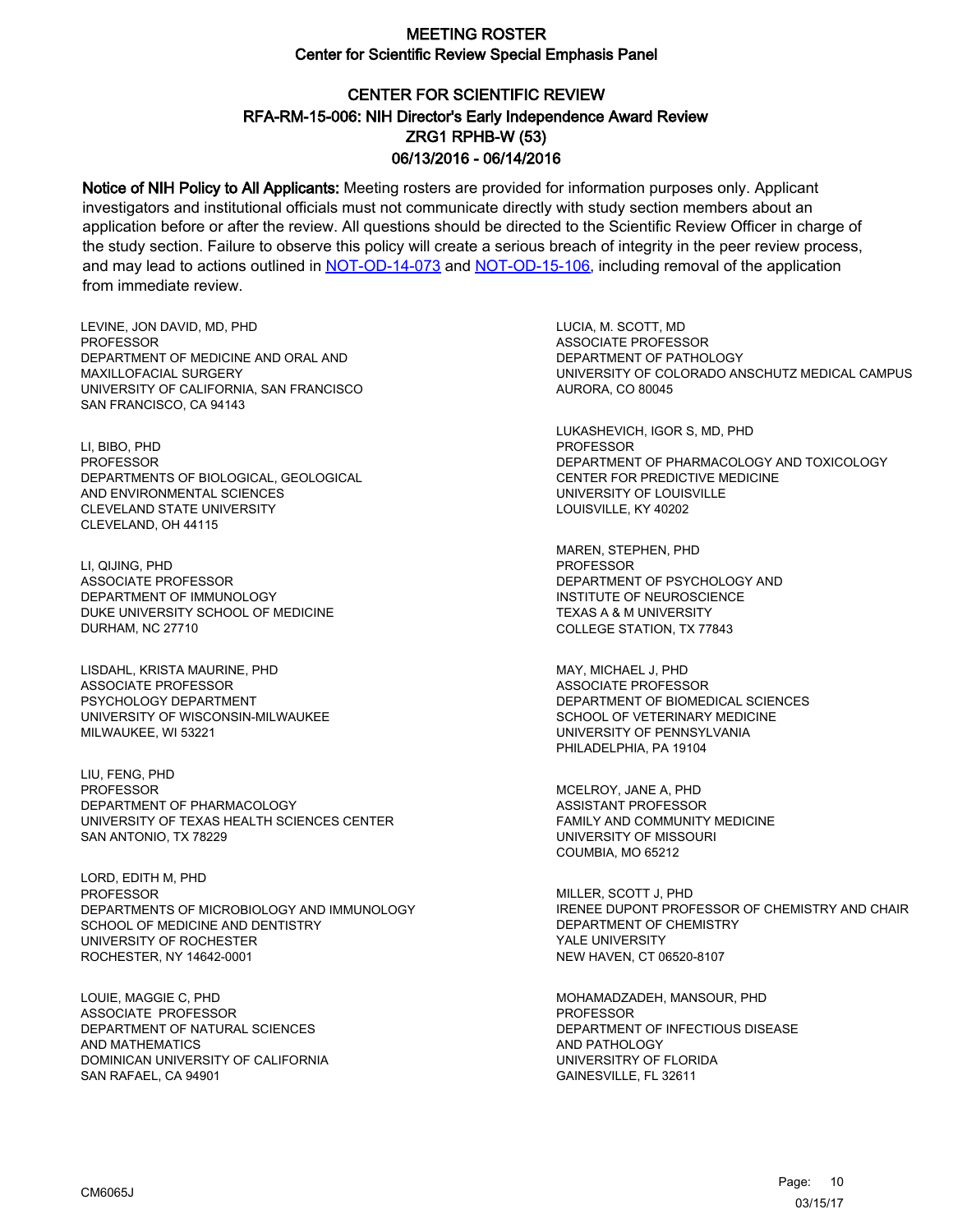# MEETING ROSTER
## Center for Scientific Review Special Emphasis Panel

## CENTER FOR SCIENTIFIC REVIEW
## RFA-RM-15-006: NIH Director's Early Independence Award Review
## ZRG1 RPHB-W (53)
## 06/13/2016 - 06/14/2016

**Notice of NIH Policy to All Applicants:** Meeting rosters are provided for information purposes only. Applicant investigators and institutional officials must not communicate directly with study section members about an application before or after the review. All questions should be directed to the Scientific Review Officer in charge of the study section. Failure to observe this policy will create a serious breach of integrity in the peer review process, and may lead to actions outlined in NOT-OD-14-073 and NOT-OD-15-106, including removal of the application from immediate review.

LEVINE, JON DAVID, MD, PHD
PROFESSOR
DEPARTMENT OF MEDICINE AND ORAL AND MAXILLOFACIAL SURGERY
UNIVERSITY OF CALIFORNIA, SAN FRANCISCO
SAN FRANCISCO, CA 94143

LI, BIBO, PHD
PROFESSOR
DEPARTMENTS OF BIOLOGICAL, GEOLOGICAL AND ENVIRONMENTAL SCIENCES
CLEVELAND STATE UNIVERSITY
CLEVELAND, OH 44115

LI, QIJING, PHD
ASSOCIATE PROFESSOR
DEPARTMENT OF IMMUNOLOGY
DUKE UNIVERSITY SCHOOL OF MEDICINE
DURHAM, NC 27710

LISDAHL, KRISTA MAURINE, PHD
ASSOCIATE PROFESSOR
PSYCHOLOGY DEPARTMENT
UNIVERSITY OF WISCONSIN-MILWAUKEE
MILWAUKEE, WI 53221

LIU, FENG, PHD
PROFESSOR
DEPARTMENT OF PHARMACOLOGY
UNIVERSITY OF TEXAS HEALTH SCIENCES CENTER
SAN ANTONIO, TX 78229

LORD, EDITH M, PHD
PROFESSOR
DEPARTMENTS OF MICROBIOLOGY AND IMMUNOLOGY
SCHOOL OF MEDICINE AND DENTISTRY
UNIVERSITY OF ROCHESTER
ROCHESTER, NY 14642-0001

LOUIE, MAGGIE C, PHD
ASSOCIATE PROFESSOR
DEPARTMENT OF NATURAL SCIENCES AND MATHEMATICS
DOMINICAN UNIVERSITY OF CALIFORNIA
SAN RAFAEL, CA 94901

LUCIA, M. SCOTT, MD
ASSOCIATE PROFESSOR
DEPARTMENT OF PATHOLOGY
UNIVERSITY OF COLORADO ANSCHUTZ MEDICAL CAMPUS
AURORA, CO 80045

LUKASHEVICH, IGOR S, MD, PHD
PROFESSOR
DEPARTMENT OF PHARMACOLOGY AND TOXICOLOGY
CENTER FOR PREDICTIVE MEDICINE
UNIVERSITY OF LOUISVILLE
LOUISVILLE, KY 40202

MAREN, STEPHEN, PHD
PROFESSOR
DEPARTMENT OF PSYCHOLOGY AND INSTITUTE OF NEUROSCIENCE
TEXAS A & M UNIVERSITY
COLLEGE STATION, TX 77843

MAY, MICHAEL J, PHD
ASSOCIATE PROFESSOR
DEPARTMENT OF BIOMEDICAL SCIENCES
SCHOOL OF VETERINARY MEDICINE
UNIVERSITY OF PENNSYLVANIA
PHILADELPHIA, PA 19104

MCELROY, JANE A, PHD
ASSISTANT PROFESSOR
FAMILY AND COMMUNITY MEDICINE
UNIVERSITY OF MISSOURI
COUMBIA, MO 65212

MILLER, SCOTT J, PHD
IRENEE DUPONT PROFESSOR OF CHEMISTRY AND CHAIR
DEPARTMENT OF CHEMISTRY
YALE UNIVERSITY
NEW HAVEN, CT 06520-8107

MOHAMADZADEH, MANSOUR, PHD
PROFESSOR
DEPARTMENT OF INFECTIOUS DISEASE AND PATHOLOGY
UNIVERSITRY OF FLORIDA
GAINESVILLE, FL 32611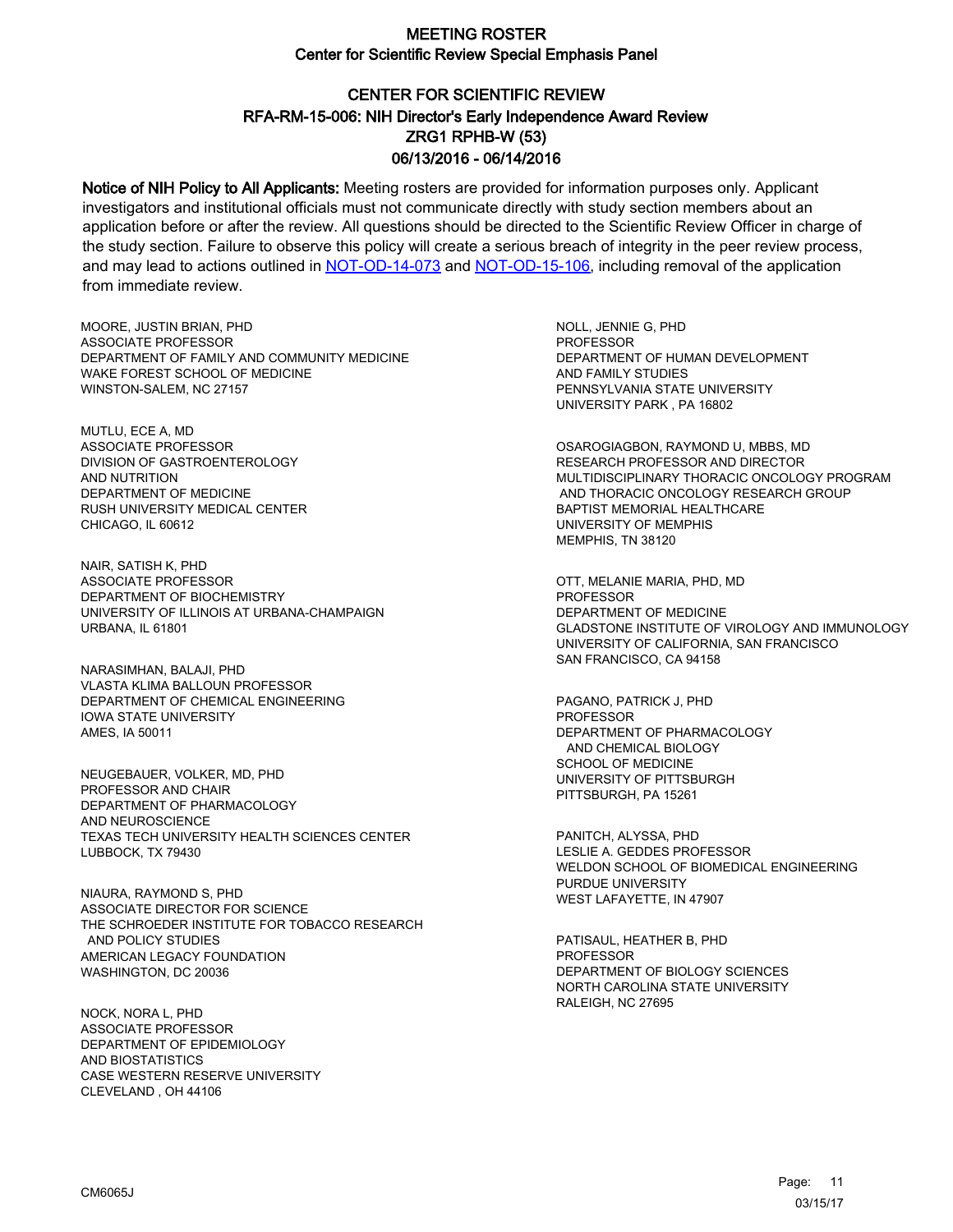# MEETING ROSTER
## Center for Scientific Review Special Emphasis Panel

## CENTER FOR SCIENTIFIC REVIEW
## RFA-RM-15-006: NIH Director's Early Independence Award Review
## ZRG1 RPHB-W (53)
## 06/13/2016 - 06/14/2016

**Notice of NIH Policy to All Applicants:** Meeting rosters are provided for information purposes only. Applicant investigators and institutional officials must not communicate directly with study section members about an application before or after the review. All questions should be directed to the Scientific Review Officer in charge of the study section. Failure to observe this policy will create a serious breach of integrity in the peer review process, and may lead to actions outlined in NOT-OD-14-073 and NOT-OD-15-106, including removal of the application from immediate review.

MOORE, JUSTIN BRIAN, PHD
ASSOCIATE PROFESSOR
DEPARTMENT OF FAMILY AND COMMUNITY MEDICINE
WAKE FOREST SCHOOL OF MEDICINE
WINSTON-SALEM, NC 27157

MUTLU, ECE A, MD
ASSOCIATE PROFESSOR
DIVISION OF GASTROENTEROLOGY
AND NUTRITION
DEPARTMENT OF MEDICINE
RUSH UNIVERSITY MEDICAL CENTER
CHICAGO, IL 60612

NAIR, SATISH K, PHD
ASSOCIATE PROFESSOR
DEPARTMENT OF BIOCHEMISTRY
UNIVERSITY OF ILLINOIS AT URBANA-CHAMPAIGN
URBANA, IL 61801

NARASIMHAN, BALAJI, PHD
VLASTA KLIMA BALLOUN PROFESSOR
DEPARTMENT OF CHEMICAL ENGINEERING
IOWA STATE UNIVERSITY
AMES, IA 50011

NEUGEBAUER, VOLKER, MD, PHD
PROFESSOR AND CHAIR
DEPARTMENT OF PHARMACOLOGY
AND NEUROSCIENCE
TEXAS TECH UNIVERSITY HEALTH SCIENCES CENTER
LUBBOCK, TX 79430

NIAURA, RAYMOND S, PHD
ASSOCIATE DIRECTOR FOR SCIENCE
THE SCHROEDER INSTITUTE FOR TOBACCO RESEARCH
AND POLICY STUDIES
AMERICAN LEGACY FOUNDATION
WASHINGTON, DC 20036

NOCK, NORA L, PHD
ASSOCIATE PROFESSOR
DEPARTMENT OF EPIDEMIOLOGY
AND BIOSTATISTICS
CASE WESTERN RESERVE UNIVERSITY
CLEVELAND , OH 44106

NOLL, JENNIE G, PHD
PROFESSOR
DEPARTMENT OF HUMAN DEVELOPMENT
AND FAMILY STUDIES
PENNSYLVANIA STATE UNIVERSITY
UNIVERSITY PARK , PA 16802

OSAROGIAGBON, RAYMOND U, MBBS, MD
RESEARCH PROFESSOR AND DIRECTOR
MULTIDISCIPLINARY THORACIC ONCOLOGY PROGRAM
AND THORACIC ONCOLOGY RESEARCH GROUP
BAPTIST MEMORIAL HEALTHCARE
UNIVERSITY OF MEMPHIS
MEMPHIS, TN 38120

OTT, MELANIE MARIA, PHD, MD
PROFESSOR
DEPARTMENT OF MEDICINE
GLADSTONE INSTITUTE OF VIROLOGY AND IMMUNOLOGY
UNIVERSITY OF CALIFORNIA, SAN FRANCISCO
SAN FRANCISCO, CA 94158

PAGANO, PATRICK J, PHD
PROFESSOR
DEPARTMENT OF PHARMACOLOGY
AND CHEMICAL BIOLOGY
SCHOOL OF MEDICINE
UNIVERSITY OF PITTSBURGH
PITTSBURGH, PA 15261

PANITCH, ALYSSA, PHD
LESLIE A. GEDDES PROFESSOR
WELDON SCHOOL OF BIOMEDICAL ENGINEERING
PURDUE UNIVERSITY
WEST LAFAYETTE, IN 47907

PATISAUL, HEATHER B, PHD
PROFESSOR
DEPARTMENT OF BIOLOGY SCIENCES
NORTH CAROLINA STATE UNIVERSITY
RALEIGH, NC 27695

CM6065J

03/15/17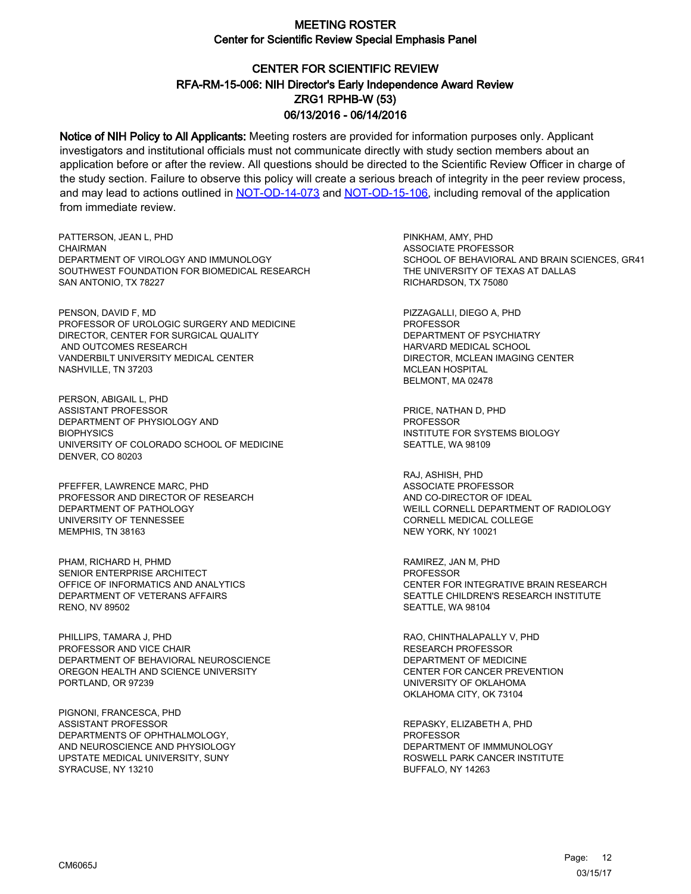# MEETING ROSTER
## Center for Scientific Review Special Emphasis Panel

### CENTER FOR SCIENTIFIC REVIEW
### RFA-RM-15-006: NIH Director's Early Independence Award Review
### ZRG1 RPHB-W (53)
### 06/13/2016 - 06/14/2016

**Notice of NIH Policy to All Applicants:** Meeting rosters are provided for information purposes only. Applicant investigators and institutional officials must not communicate directly with study section members about an application before or after the review. All questions should be directed to the Scientific Review Officer in charge of the study section. Failure to observe this policy will create a serious breach of integrity in the peer review process, and may lead to actions outlined in NOT-OD-14-073 and NOT-OD-15-106, including removal of the application from immediate review.

PATTERSON, JEAN L, PHD
CHAIRMAN
DEPARTMENT OF VIROLOGY AND IMMUNOLOGY
SOUTHWEST FOUNDATION FOR BIOMEDICAL RESEARCH
SAN ANTONIO, TX 78227

PENSON, DAVID F, MD
PROFESSOR OF UROLOGIC SURGERY AND MEDICINE
DIRECTOR, CENTER FOR SURGICAL QUALITY
AND OUTCOMES RESEARCH
VANDERBILT UNIVERSITY MEDICAL CENTER
NASHVILLE, TN 37203

PERSON, ABIGAIL L, PHD
ASSISTANT PROFESSOR
DEPARTMENT OF PHYSIOLOGY AND
BIOPHYSICS
UNIVERSITY OF COLORADO SCHOOL OF MEDICINE
DENVER, CO 80203

PFEFFER, LAWRENCE MARC, PHD
PROFESSOR AND DIRECTOR OF RESEARCH
DEPARTMENT OF PATHOLOGY
UNIVERSITY OF TENNESSEE
MEMPHIS, TN 38163

PHAM, RICHARD H, PHMD
SENIOR ENTERPRISE ARCHITECT
OFFICE OF INFORMATICS AND ANALYTICS
DEPARTMENT OF VETERANS AFFAIRS
RENO, NV 89502

PHILLIPS, TAMARA J, PHD
PROFESSOR AND VICE CHAIR
DEPARTMENT OF BEHAVIORAL NEUROSCIENCE
OREGON HEALTH AND SCIENCE UNIVERSITY
PORTLAND, OR 97239

PIGNONI, FRANCESCA, PHD
ASSISTANT PROFESSOR
DEPARTMENTS OF OPHTHALMOLOGY,
AND NEUROSCIENCE AND PHYSIOLOGY
UPSTATE MEDICAL UNIVERSITY, SUNY
SYRACUSE, NY 13210

PINKHAM, AMY, PHD
ASSOCIATE PROFESSOR
SCHOOL OF BEHAVIORAL AND BRAIN SCIENCES, GR41
THE UNIVERSITY OF TEXAS AT DALLAS
RICHARDSON, TX 75080

PIZZAGALLI, DIEGO A, PHD
PROFESSOR
DEPARTMENT OF PSYCHIATRY
HARVARD MEDICAL SCHOOL
DIRECTOR, MCLEAN IMAGING CENTER
MCLEAN HOSPITAL
BELMONT, MA 02478

PRICE, NATHAN D, PHD
PROFESSOR
INSTITUTE FOR SYSTEMS BIOLOGY
SEATTLE, WA 98109

RAJ, ASHISH, PHD
ASSOCIATE PROFESSOR
AND CO-DIRECTOR OF IDEAL
WEILL CORNELL DEPARTMENT OF RADIOLOGY
CORNELL MEDICAL COLLEGE
NEW YORK, NY 10021

RAMIREZ, JAN M, PHD
PROFESSOR
CENTER FOR INTEGRATIVE BRAIN RESEARCH
SEATTLE CHILDREN'S RESEARCH INSTITUTE
SEATTLE, WA 98104

RAO, CHINTHALAPALLY V, PHD
RESEARCH PROFESSOR
DEPARTMENT OF MEDICINE
CENTER FOR CANCER PREVENTION
UNIVERSITY OF OKLAHOMA
OKLAHOMA CITY, OK 73104

REPASKY, ELIZABETH A, PHD
PROFESSOR
DEPARTMENT OF IMMMUNOLOGY
ROSWELL PARK CANCER INSTITUTE
BUFFALO, NY 14263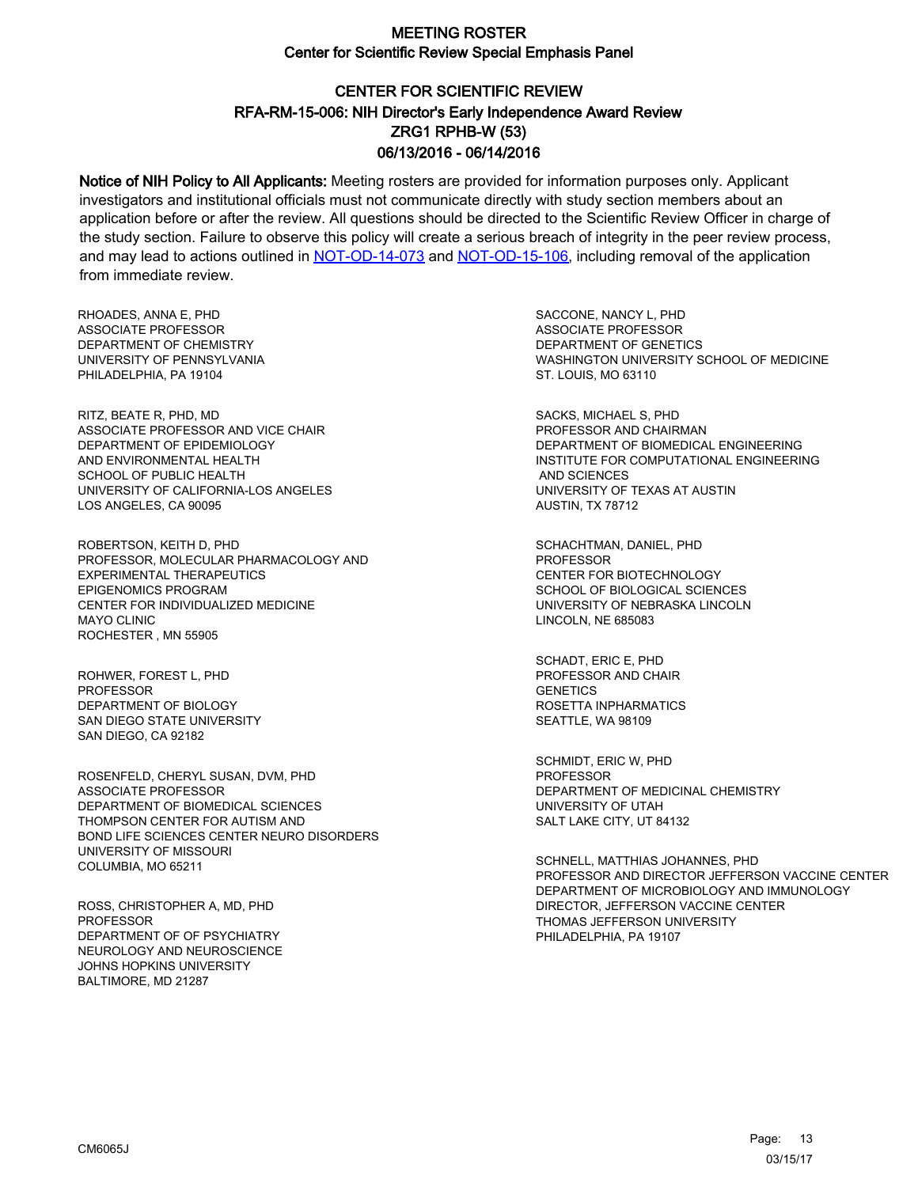# MEETING ROSTER

## Center for Scientific Review Special Emphasis Panel

## CENTER FOR SCIENTIFIC REVIEW
## RFA-RM-15-006: NIH Director's Early Independence Award Review
## ZRG1 RPHB-W (53)
## 06/13/2016 - 06/14/2016

**Notice of NIH Policy to All Applicants:** Meeting rosters are provided for information purposes only. Applicant investigators and institutional officials must not communicate directly with study section members about an application before or after the review. All questions should be directed to the Scientific Review Officer in charge of the study section. Failure to observe this policy will create a serious breach of integrity in the peer review process, and may lead to actions outlined in NOT-OD-14-073 and NOT-OD-15-106, including removal of the application from immediate review.

RHOADES, ANNA E, PHD
ASSOCIATE PROFESSOR
DEPARTMENT OF CHEMISTRY
UNIVERSITY OF PENNSYLVANIA
PHILADELPHIA, PA 19104

RITZ, BEATE R, PHD, MD
ASSOCIATE PROFESSOR AND VICE CHAIR
DEPARTMENT OF EPIDEMIOLOGY
AND ENVIRONMENTAL HEALTH
SCHOOL OF PUBLIC HEALTH
UNIVERSITY OF CALIFORNIA-LOS ANGELES
LOS ANGELES, CA 90095

ROBERTSON, KEITH D, PHD
PROFESSOR, MOLECULAR PHARMACOLOGY AND
EXPERIMENTAL THERAPEUTICS
EPIGENOMICS PROGRAM
CENTER FOR INDIVIDUALIZED MEDICINE
MAYO CLINIC
ROCHESTER , MN 55905

ROHWER, FOREST L, PHD
PROFESSOR
DEPARTMENT OF BIOLOGY
SAN DIEGO STATE UNIVERSITY
SAN DIEGO, CA 92182

ROSENFELD, CHERYL SUSAN, DVM, PHD
ASSOCIATE PROFESSOR
DEPARTMENT OF BIOMEDICAL SCIENCES
THOMPSON CENTER FOR AUTISM AND
BOND LIFE SCIENCES CENTER NEURO DISORDERS
UNIVERSITY OF MISSOURI
COLUMBIA, MO 65211

ROSS, CHRISTOPHER A, MD, PHD
PROFESSOR
DEPARTMENT OF OF PSYCHIATRY
NEUROLOGY AND NEUROSCIENCE
JOHNS HOPKINS UNIVERSITY
BALTIMORE, MD 21287

SACCONE, NANCY L, PHD
ASSOCIATE PROFESSOR
DEPARTMENT OF GENETICS
WASHINGTON UNIVERSITY SCHOOL OF MEDICINE
ST. LOUIS, MO 63110

SACKS, MICHAEL S, PHD
PROFESSOR AND CHAIRMAN
DEPARTMENT OF BIOMEDICAL ENGINEERING
INSTITUTE FOR COMPUTATIONAL ENGINEERING
AND SCIENCES
UNIVERSITY OF TEXAS AT AUSTIN
AUSTIN, TX 78712

SCHACHTMAN, DANIEL, PHD
PROFESSOR
CENTER FOR BIOTECHNOLOGY
SCHOOL OF BIOLOGICAL SCIENCES
UNIVERSITY OF NEBRASKA LINCOLN
LINCOLN, NE 685083

SCHADT, ERIC E, PHD
PROFESSOR AND CHAIR
GENETICS
ROSETTA INPHARMATICS
SEATTLE, WA 98109

SCHMIDT, ERIC W, PHD
PROFESSOR
DEPARTMENT OF MEDICINAL CHEMISTRY
UNIVERSITY OF UTAH
SALT LAKE CITY, UT 84132

SCHNELL, MATTHIAS JOHANNES, PHD
PROFESSOR AND DIRECTOR JEFFERSON VACCINE CENTER
DEPARTMENT OF MICROBIOLOGY AND IMMUNOLOGY
DIRECTOR, JEFFERSON VACCINE CENTER
THOMAS JEFFERSON UNIVERSITY
PHILADELPHIA, PA 19107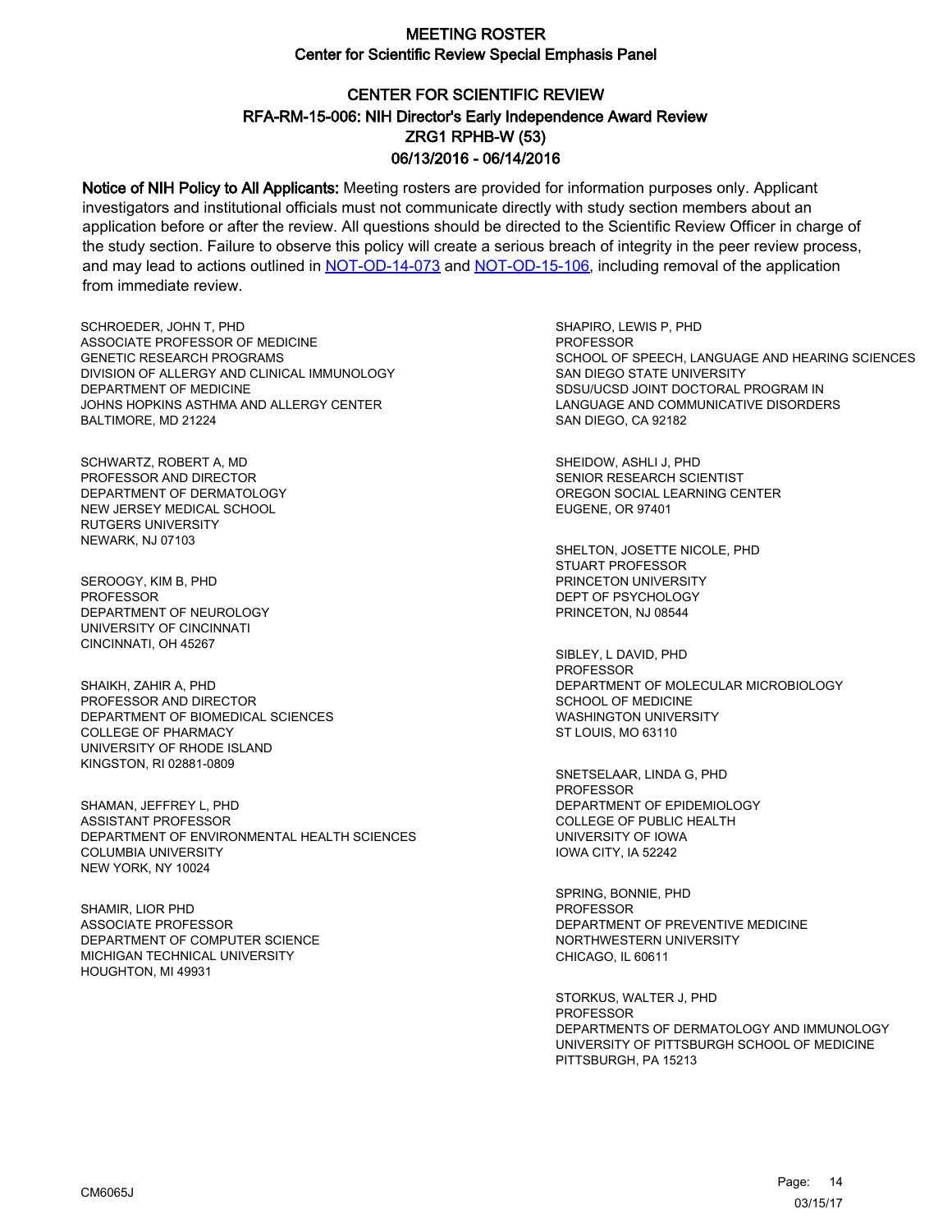# MEETING ROSTER

## Center for Scientific Review Special Emphasis Panel

## CENTER FOR SCIENTIFIC REVIEW
## RFA-RM-15-006: NIH Director's Early Independence Award Review
## ZRG1 RPHB-W (53)
## 06/13/2016 - 06/14/2016

**Notice of NIH Policy to All Applicants:** Meeting rosters are provided for information purposes only. Applicant investigators and institutional officials must not communicate directly with study section members about an application before or after the review. All questions should be directed to the Scientific Review Officer in charge of the study section. Failure to observe this policy will create a serious breach of integrity in the peer review process, and may lead to actions outlined in [NOT-OD-14-073] and [NOT-OD-15-106], including removal of the application from immediate review.

SCHROEDER, JOHN T, PHD
ASSOCIATE PROFESSOR OF MEDICINE
GENETIC RESEARCH PROGRAMS
DIVISION OF ALLERGY AND CLINICAL IMMUNOLOGY
DEPARTMENT OF MEDICINE
JOHNS HOPKINS ASTHMA AND ALLERGY CENTER
BALTIMORE, MD 21224

SCHWARTZ, ROBERT A, MD
PROFESSOR AND DIRECTOR
DEPARTMENT OF DERMATOLOGY
NEW JERSEY MEDICAL SCHOOL
RUTGERS UNIVERSITY
NEWARK, NJ 07103

SEROOGY, KIM B, PHD
PROFESSOR
DEPARTMENT OF NEUROLOGY
UNIVERSITY OF CINCINNATI
CINCINNATI, OH 45267

SHAIKH, ZAHIR A, PHD
PROFESSOR AND DIRECTOR
DEPARTMENT OF BIOMEDICAL SCIENCES
COLLEGE OF PHARMACY
UNIVERSITY OF RHODE ISLAND
KINGSTON, RI 02881-0809

SHAMAN, JEFFREY L, PHD
ASSISTANT PROFESSOR
DEPARTMENT OF ENVIRONMENTAL HEALTH SCIENCES
COLUMBIA UNIVERSITY
NEW YORK, NY 10024

SHAMIR, LIOR PHD
ASSOCIATE PROFESSOR
DEPARTMENT OF COMPUTER SCIENCE
MICHIGAN TECHNICAL UNIVERSITY
HOUGHTON, MI 49931

SHAPIRO, LEWIS P, PHD
PROFESSOR
SCHOOL OF SPEECH, LANGUAGE AND HEARING SCIENCES
SAN DIEGO STATE UNIVERSITY
SDSU/UCSD JOINT DOCTORAL PROGRAM IN
LANGUAGE AND COMMUNICATIVE DISORDERS
SAN DIEGO, CA 92182

SHEIDOW, ASHLI J, PHD
SENIOR RESEARCH SCIENTIST
OREGON SOCIAL LEARNING CENTER
EUGENE, OR 97401

SHELTON, JOSETTE NICOLE, PHD
STUART PROFESSOR
PRINCETON UNIVERSITY
DEPT OF PSYCHOLOGY
PRINCETON, NJ 08544

SIBLEY, L DAVID, PHD
PROFESSOR
DEPARTMENT OF MOLECULAR MICROBIOLOGY
SCHOOL OF MEDICINE
WASHINGTON UNIVERSITY
ST LOUIS, MO 63110

SNETSELAAR, LINDA G, PHD
PROFESSOR
DEPARTMENT OF EPIDEMIOLOGY
COLLEGE OF PUBLIC HEALTH
UNIVERSITY OF IOWA
IOWA CITY, IA 52242

SPRING, BONNIE, PHD
PROFESSOR
DEPARTMENT OF PREVENTIVE MEDICINE
NORTHWESTERN UNIVERSITY
CHICAGO, IL 60611

STORKUS, WALTER J, PHD
PROFESSOR
DEPARTMENTS OF DERMATOLOGY AND IMMUNOLOGY
UNIVERSITY OF PITTSBURGH SCHOOL OF MEDICINE
PITTSBURGH, PA 15213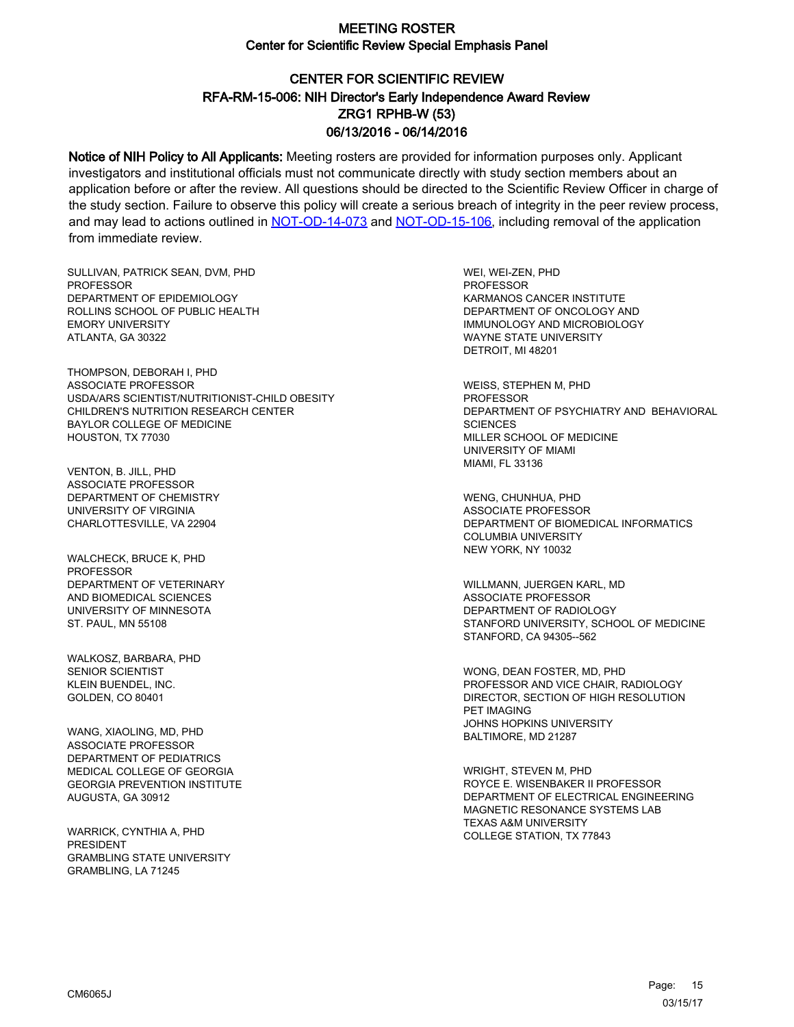# MEETING ROSTER

## Center for Scientific Review Special Emphasis Panel

### CENTER FOR SCIENTIFIC REVIEW
### RFA-RM-15-006: NIH Director's Early Independence Award Review
### ZRG1 RPHB-W (53)
### 06/13/2016 - 06/14/2016

**Notice of NIH Policy to All Applicants:** Meeting rosters are provided for information purposes only. Applicant investigators and institutional officials must not communicate directly with study section members about an application before or after the review. All questions should be directed to the Scientific Review Officer in charge of the study section. Failure to observe this policy will create a serious breach of integrity in the peer review process, and may lead to actions outlined in NOT-OD-14-073 and NOT-OD-15-106, including removal of the application from immediate review.

SULLIVAN, PATRICK SEAN, DVM, PHD
PROFESSOR
DEPARTMENT OF EPIDEMIOLOGY
ROLLINS SCHOOL OF PUBLIC HEALTH
EMORY UNIVERSITY
ATLANTA, GA 30322

THOMPSON, DEBORAH I, PHD
ASSOCIATE PROFESSOR
USDA/ARS SCIENTIST/NUTRITIONIST-CHILD OBESITY
CHILDREN'S NUTRITION RESEARCH CENTER
BAYLOR COLLEGE OF MEDICINE
HOUSTON, TX 77030

VENTON, B. JILL, PHD
ASSOCIATE PROFESSOR
DEPARTMENT OF CHEMISTRY
UNIVERSITY OF VIRGINIA
CHARLOTTESVILLE, VA 22904

WALCHECK, BRUCE K, PHD
PROFESSOR
DEPARTMENT OF VETERINARY
AND BIOMEDICAL SCIENCES
UNIVERSITY OF MINNESOTA
ST. PAUL, MN 55108

WALKOSZ, BARBARA, PHD
SENIOR SCIENTIST
KLEIN BUENDEL, INC.
GOLDEN, CO 80401

WANG, XIAOLING, MD, PHD
ASSOCIATE PROFESSOR
DEPARTMENT OF PEDIATRICS
MEDICAL COLLEGE OF GEORGIA
GEORGIA PREVENTION INSTITUTE
AUGUSTA, GA 30912

WARRICK, CYNTHIA A, PHD
PRESIDENT
GRAMBLING STATE UNIVERSITY
GRAMBLING, LA 71245

WEI, WEI-ZEN, PHD
PROFESSOR
KARMANOS CANCER INSTITUTE
DEPARTMENT OF ONCOLOGY AND
IMMUNOLOGY AND MICROBIOLOGY
WAYNE STATE UNIVERSITY
DETROIT, MI 48201

WEISS, STEPHEN M, PHD
PROFESSOR
DEPARTMENT OF PSYCHIATRY AND BEHAVIORAL
SCIENCES
MILLER SCHOOL OF MEDICINE
UNIVERSITY OF MIAMI
MIAMI, FL 33136

WENG, CHUNHUA, PHD
ASSOCIATE PROFESSOR
DEPARTMENT OF BIOMEDICAL INFORMATICS
COLUMBIA UNIVERSITY
NEW YORK, NY 10032

WILLMANN, JUERGEN KARL, MD
ASSOCIATE PROFESSOR
DEPARTMENT OF RADIOLOGY
STANFORD UNIVERSITY, SCHOOL OF MEDICINE
STANFORD, CA 94305--562

WONG, DEAN FOSTER, MD, PHD
PROFESSOR AND VICE CHAIR, RADIOLOGY
DIRECTOR, SECTION OF HIGH RESOLUTION
PET IMAGING
JOHNS HOPKINS UNIVERSITY
BALTIMORE, MD 21287

WRIGHT, STEVEN M, PHD
ROYCE E. WISENBAKER II PROFESSOR
DEPARTMENT OF ELECTRICAL ENGINEERING
MAGNETIC RESONANCE SYSTEMS LAB
TEXAS A&M UNIVERSITY
COLLEGE STATION, TX 77843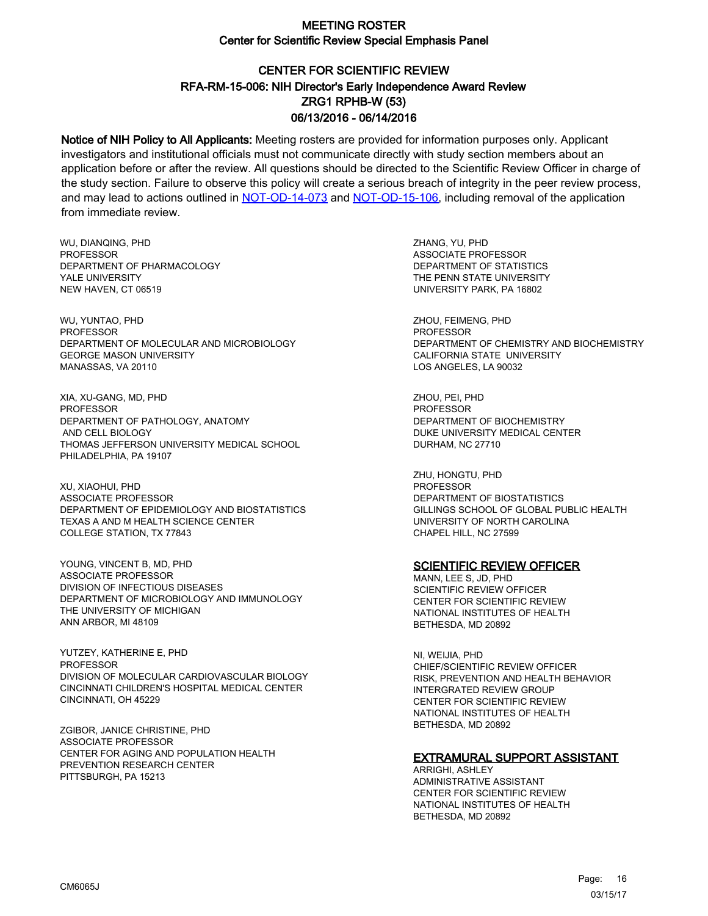# MEETING ROSTER

## Center for Scientific Review Special Emphasis Panel

### CENTER FOR SCIENTIFIC REVIEW
### RFA-RM-15-006: NIH Director's Early Independence Award Review
### ZRG1 RPHB-W (53)
### 06/13/2016 - 06/14/2016

**Notice of NIH Policy to All Applicants:** Meeting rosters are provided for information purposes only. Applicant investigators and institutional officials must not communicate directly with study section members about an application before or after the review. All questions should be directed to the Scientific Review Officer in charge of the study section. Failure to observe this policy will create a serious breach of integrity in the peer review process, and may lead to actions outlined in NOT-OD-14-073 and NOT-OD-15-106, including removal of the application from immediate review.

WU, DIANQING, PHD
PROFESSOR
DEPARTMENT OF PHARMACOLOGY
YALE UNIVERSITY
NEW HAVEN, CT 06519

WU, YUNTAO, PHD
PROFESSOR
DEPARTMENT OF MOLECULAR AND MICROBIOLOGY
GEORGE MASON UNIVERSITY
MANASSAS, VA 20110

XIA, XU-GANG, MD, PHD
PROFESSOR
DEPARTMENT OF PATHOLOGY, ANATOMY
AND CELL BIOLOGY
THOMAS JEFFERSON UNIVERSITY MEDICAL SCHOOL
PHILADELPHIA, PA 19107

XU, XIAOHUI, PHD
ASSOCIATE PROFESSOR
DEPARTMENT OF EPIDEMIOLOGY AND BIOSTATISTICS
TEXAS A AND M HEALTH SCIENCE CENTER
COLLEGE STATION, TX 77843

YOUNG, VINCENT B, MD, PHD
ASSOCIATE PROFESSOR
DIVISION OF INFECTIOUS DISEASES
DEPARTMENT OF MICROBIOLOGY AND IMMUNOLOGY
THE UNIVERSITY OF MICHIGAN
ANN ARBOR, MI 48109

YUTZEY, KATHERINE E, PHD
PROFESSOR
DIVISION OF MOLECULAR CARDIOVASCULAR BIOLOGY
CINCINNATI CHILDREN'S HOSPITAL MEDICAL CENTER
CINCINNATI, OH 45229

ZGIBOR, JANICE CHRISTINE, PHD
ASSOCIATE PROFESSOR
CENTER FOR AGING AND POPULATION HEALTH
PREVENTION RESEARCH CENTER
PITTSBURGH, PA 15213

ZHANG, YU, PHD
ASSOCIATE PROFESSOR
DEPARTMENT OF STATISTICS
THE PENN STATE UNIVERSITY
UNIVERSITY PARK, PA 16802

ZHOU, FEIMENG, PHD
PROFESSOR
DEPARTMENT OF CHEMISTRY AND BIOCHEMISTRY
CALIFORNIA STATE UNIVERSITY
LOS ANGELES, LA 90032

ZHOU, PEI, PHD
PROFESSOR
DEPARTMENT OF BIOCHEMISTRY
DUKE UNIVERSITY MEDICAL CENTER
DURHAM, NC 27710

ZHU, HONGTU, PHD
PROFESSOR
DEPARTMENT OF BIOSTATISTICS
GILLINGS SCHOOL OF GLOBAL PUBLIC HEALTH
UNIVERSITY OF NORTH CAROLINA
CHAPEL HILL, NC 27599

#### SCIENTIFIC REVIEW OFFICER

MANN, LEE S, JD, PHD
SCIENTIFIC REVIEW OFFICER
CENTER FOR SCIENTIFIC REVIEW
NATIONAL INSTITUTES OF HEALTH
BETHESDA, MD 20892

NI, WEIJIA, PHD
CHIEF/SCIENTIFIC REVIEW OFFICER
RISK, PREVENTION AND HEALTH BEHAVIOR
INTERGRATED REVIEW GROUP
CENTER FOR SCIENTIFIC REVIEW
NATIONAL INSTITUTES OF HEALTH
BETHESDA, MD 20892

#### EXTRAMURAL SUPPORT ASSISTANT

ARRIGHI, ASHLEY
ADMINISTRATIVE ASSISTANT
CENTER FOR SCIENTIFIC REVIEW
NATIONAL INSTITUTES OF HEALTH
BETHESDA, MD 20892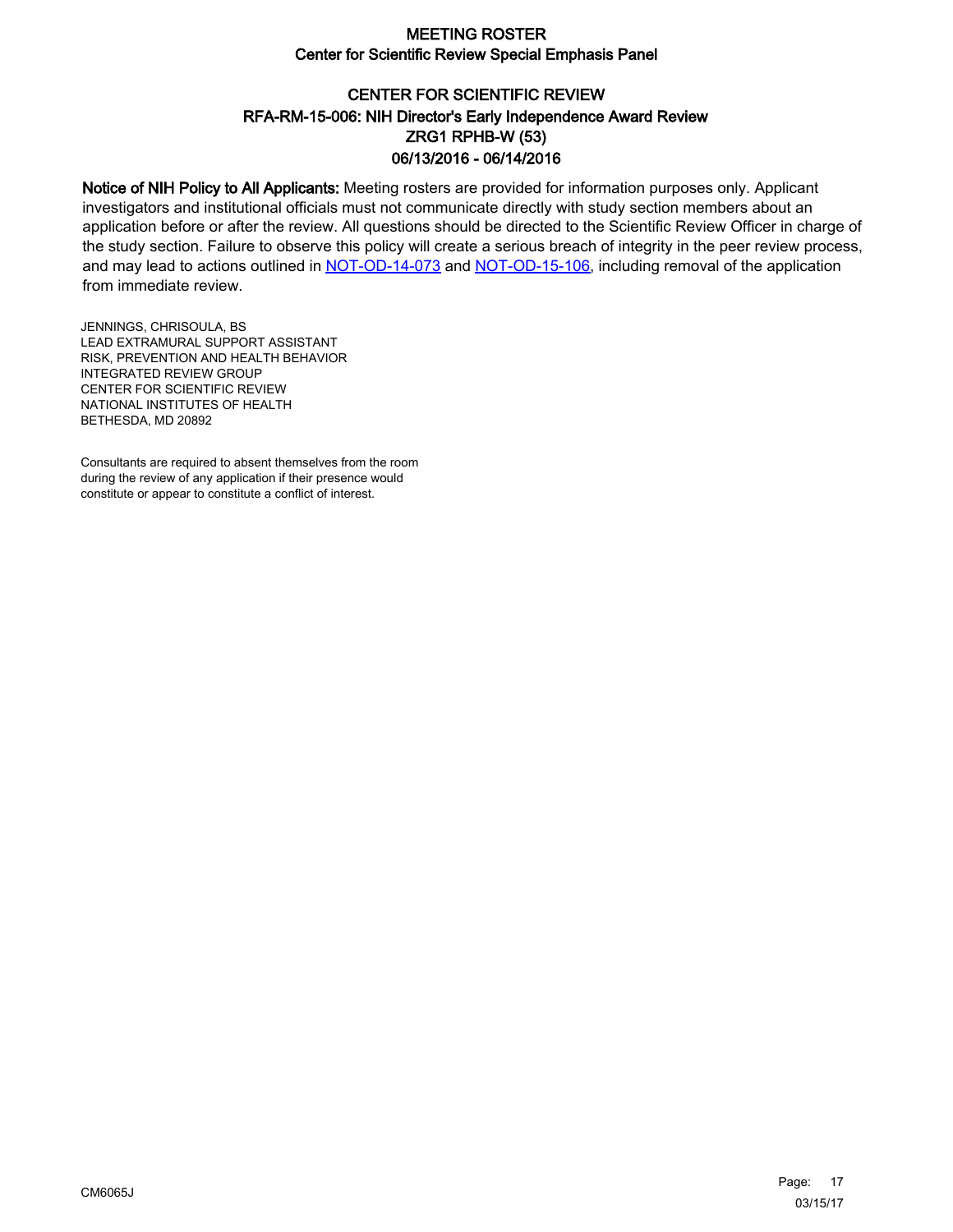# MEETING ROSTER
## Center for Scientific Review Special Emphasis Panel

### CENTER FOR SCIENTIFIC REVIEW
### RFA-RM-15-006: NIH Director's Early Independence Award Review
### ZRG1 RPHB-W (53)
### 06/13/2016 - 06/14/2016

**Notice of NIH Policy to All Applicants:** Meeting rosters are provided for information purposes only. Applicant investigators and institutional officials must not communicate directly with study section members about an application before or after the review. All questions should be directed to the Scientific Review Officer in charge of the study section. Failure to observe this policy will create a serious breach of integrity in the peer review process, and may lead to actions outlined in NOT-OD-14-073 and NOT-OD-15-106, including removal of the application from immediate review.

JENNINGS, CHRISOULA, BS
LEAD EXTRAMURAL SUPPORT ASSISTANT
RISK, PREVENTION AND HEALTH BEHAVIOR
INTEGRATED REVIEW GROUP
CENTER FOR SCIENTIFIC REVIEW
NATIONAL INSTITUTES OF HEALTH
BETHESDA, MD 20892

Consultants are required to absent themselves from the room during the review of any application if their presence would constitute or appear to constitute a conflict of interest.

CM6065J

03/15/17